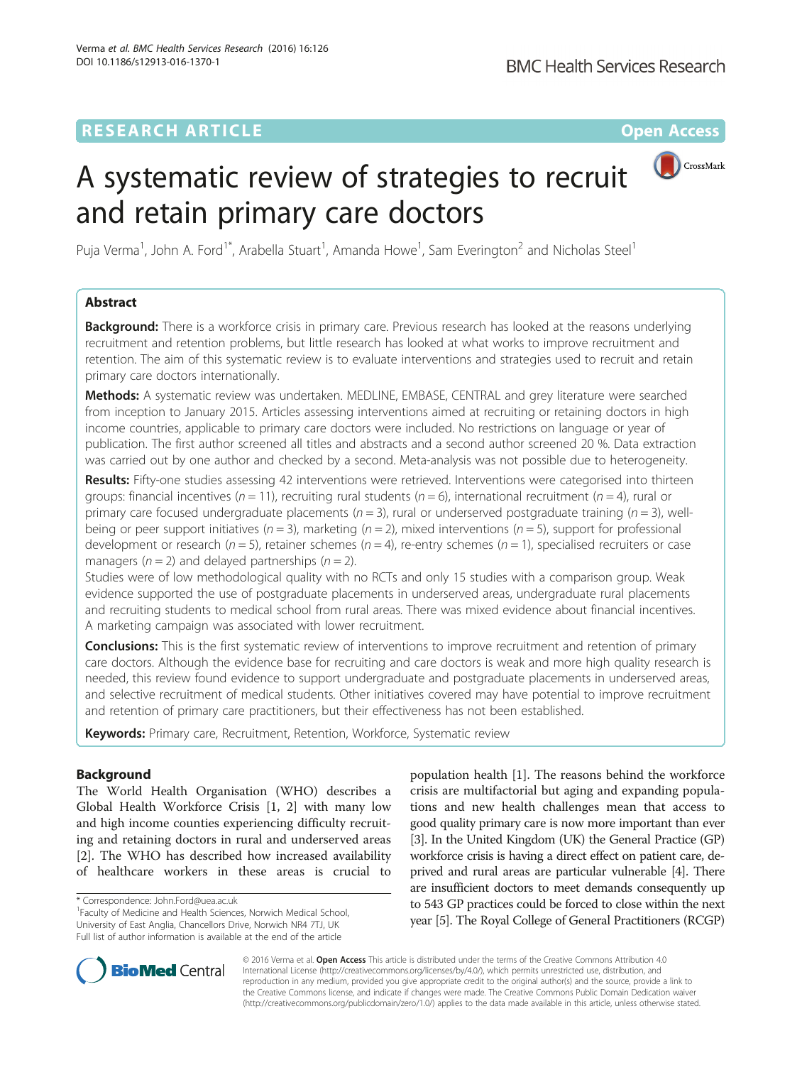RESEARCH ARTICLE

Open Access

# A systematic review of strategies to recruit and retain primary care doctors

Puja Verma[1], John A. Ford[1*], Arabella Stuart[1], Amanda Howe[1], Sam Everington[2] and Nicholas Steel[1]

## Abstract

**Background:** There is a workforce crisis in primary care. Previous research has looked at the reasons underlying recruitment and retention problems, but little research has looked at what works to improve recruitment and retention. The aim of this systematic review is to evaluate interventions and strategies used to recruit and retain primary care doctors internationally.

**Methods:** A systematic review was undertaken. MEDLINE, EMBASE, CENTRAL and grey literature were searched from inception to January 2015. Articles assessing interventions aimed at recruiting or retaining doctors in high income countries, applicable to primary care doctors were included. No restrictions on language or year of publication. The first author screened all titles and abstracts and a second author screened 20 %. Data extraction was carried out by one author and checked by a second. Meta-analysis was not possible due to heterogeneity.

**Results:** Fifty-one studies assessing 42 interventions were retrieved. Interventions were categorised into thirteen groups: financial incentives ($n = 11$), recruiting rural students ($n = 6$), international recruitment ($n = 4$), rural or primary care focused undergraduate placements ($n = 3$), rural or underserved postgraduate training ($n = 3$), well-being or peer support initiatives ($n = 3$), marketing ($n = 2$), mixed interventions ($n = 5$), support for professional development or research ($n = 5$), retainer schemes ($n = 4$), re-entry schemes ($n = 1$), specialised recruiters or case managers ($n = 2$) and delayed partnerships ($n = 2$).

Studies were of low methodological quality with no RCTs and only 15 studies with a comparison group. Weak evidence supported the use of postgraduate placements in underserved areas, undergraduate rural placements and recruiting students to medical school from rural areas. There was mixed evidence about financial incentives. A marketing campaign was associated with lower recruitment.

**Conclusions:** This is the first systematic review of interventions to improve recruitment and retention of primary care doctors. Although the evidence base for recruiting and care doctors is weak and more high quality research is needed, this review found evidence to support undergraduate and postgraduate placements in underserved areas, and selective recruitment of medical students. Other initiatives covered may have potential to improve recruitment and retention of primary care practitioners, but their effectiveness has not been established.

**Keywords:** Primary care, Recruitment, Retention, Workforce, Systematic review

## Background

The World Health Organisation (WHO) describes a Global Health Workforce Crisis [1, 2] with many low and high income counties experiencing difficulty recruiting and retaining doctors in rural and underserved areas [2]. The WHO has described how increased availability of healthcare workers in these areas is crucial to population health [1]. The reasons behind the workforce crisis are multifactorial but aging and expanding populations and new health challenges mean that access to good quality primary care is now more important than ever [3]. In the United Kingdom (UK) the General Practice (GP) workforce crisis is having a direct effect on patient care, deprived and rural areas are particular vulnerable [4]. There are insufficient doctors to meet demands consequently up to 543 GP practices could be forced to close within the next year [5]. The Royal College of General Practitioners (RCGP)

* Correspondence: John.Ford@uea.ac.uk
[1]Faculty of Medicine and Health Sciences, Norwich Medical School, University of East Anglia, Chancellors Drive, Norwich NR4 7TJ, UK
Full list of author information is available at the end of the article

© 2016 Verma et al. **Open Access** This article is distributed under the terms of the Creative Commons Attribution 4.0 International License (http://creativecommons.org/licenses/by/4.0/), which permits unrestricted use, distribution, and reproduction in any medium, provided you give appropriate credit to the original author(s) and the source, provide a link to the Creative Commons license, and indicate if changes were made. The Creative Commons Public Domain Dedication waiver (http://creativecommons.org/publicdomain/zero/1.0/) applies to the data made available in this article, unless otherwise stated.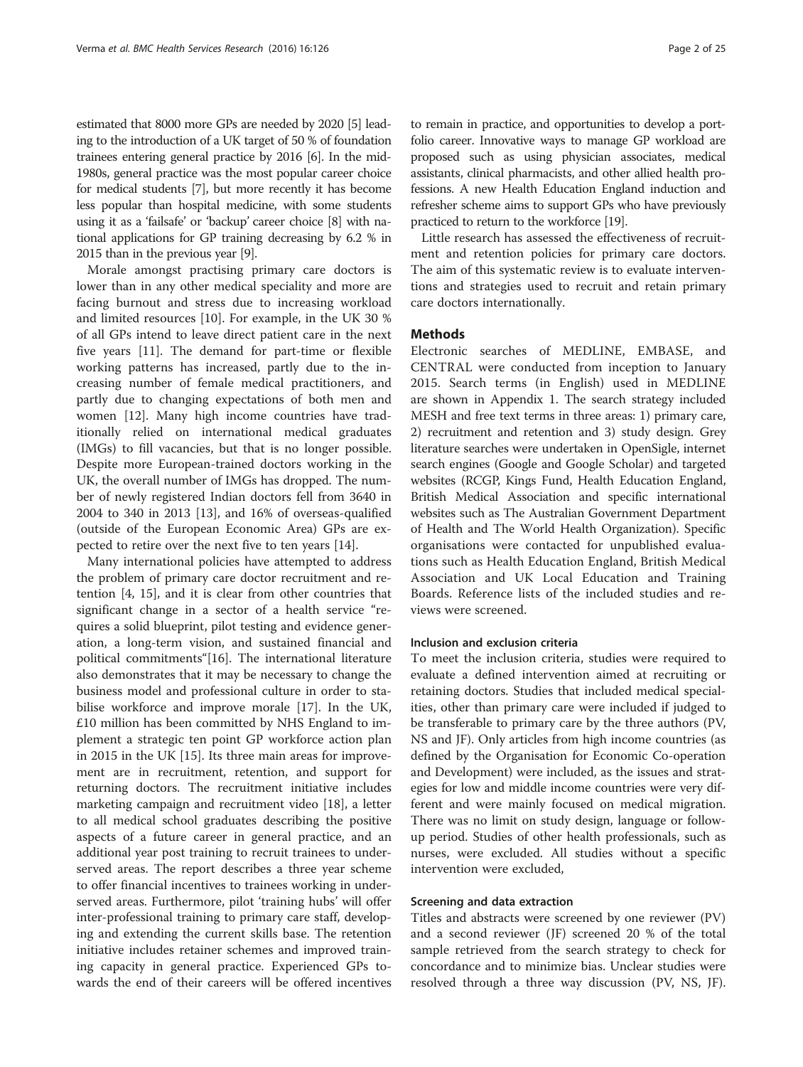estimated that 8000 more GPs are needed by 2020 [5] leading to the introduction of a UK target of 50 % of foundation trainees entering general practice by 2016 [6]. In the mid-1980s, general practice was the most popular career choice for medical students [7], but more recently it has become less popular than hospital medicine, with some students using it as a 'failsafe' or 'backup' career choice [8] with national applications for GP training decreasing by 6.2 % in 2015 than in the previous year [9].

Morale amongst practising primary care doctors is lower than in any other medical speciality and more are facing burnout and stress due to increasing workload and limited resources [10]. For example, in the UK 30 % of all GPs intend to leave direct patient care in the next five years [11]. The demand for part-time or flexible working patterns has increased, partly due to the increasing number of female medical practitioners, and partly due to changing expectations of both men and women [12]. Many high income countries have traditionally relied on international medical graduates (IMGs) to fill vacancies, but that is no longer possible. Despite more European-trained doctors working in the UK, the overall number of IMGs has dropped. The number of newly registered Indian doctors fell from 3640 in 2004 to 340 in 2013 [13], and 16% of overseas-qualified (outside of the European Economic Area) GPs are expected to retire over the next five to ten years [14].

Many international policies have attempted to address the problem of primary care doctor recruitment and retention [4, 15], and it is clear from other countries that significant change in a sector of a health service "requires a solid blueprint, pilot testing and evidence generation, a long-term vision, and sustained financial and political commitments"[16]. The international literature also demonstrates that it may be necessary to change the business model and professional culture in order to stabilise workforce and improve morale [17]. In the UK, £10 million has been committed by NHS England to implement a strategic ten point GP workforce action plan in 2015 in the UK [15]. Its three main areas for improvement are in recruitment, retention, and support for returning doctors. The recruitment initiative includes marketing campaign and recruitment video [18], a letter to all medical school graduates describing the positive aspects of a future career in general practice, and an additional year post training to recruit trainees to underserved areas. The report describes a three year scheme to offer financial incentives to trainees working in underserved areas. Furthermore, pilot 'training hubs' will offer inter-professional training to primary care staff, developing and extending the current skills base. The retention initiative includes retainer schemes and improved training capacity in general practice. Experienced GPs towards the end of their careers will be offered incentives to remain in practice, and opportunities to develop a portfolio career. Innovative ways to manage GP workload are proposed such as using physician associates, medical assistants, clinical pharmacists, and other allied health professions. A new Health Education England induction and refresher scheme aims to support GPs who have previously practiced to return to the workforce [19].

Little research has assessed the effectiveness of recruitment and retention policies for primary care doctors. The aim of this systematic review is to evaluate interventions and strategies used to recruit and retain primary care doctors internationally.

## Methods

Electronic searches of MEDLINE, EMBASE, and CENTRAL were conducted from inception to January 2015. Search terms (in English) used in MEDLINE are shown in Appendix 1. The search strategy included MESH and free text terms in three areas: 1) primary care, 2) recruitment and retention and 3) study design. Grey literature searches were undertaken in OpenSigle, internet search engines (Google and Google Scholar) and targeted websites (RCGP, Kings Fund, Health Education England, British Medical Association and specific international websites such as The Australian Government Department of Health and The World Health Organization). Specific organisations were contacted for unpublished evaluations such as Health Education England, British Medical Association and UK Local Education and Training Boards. Reference lists of the included studies and reviews were screened.

### Inclusion and exclusion criteria

To meet the inclusion criteria, studies were required to evaluate a defined intervention aimed at recruiting or retaining doctors. Studies that included medical specialities, other than primary care were included if judged to be transferable to primary care by the three authors (PV, NS and JF). Only articles from high income countries (as defined by the Organisation for Economic Co-operation and Development) were included, as the issues and strategies for low and middle income countries were very different and were mainly focused on medical migration. There was no limit on study design, language or follow-up period. Studies of other health professionals, such as nurses, were excluded. All studies without a specific intervention were excluded,

### Screening and data extraction

Titles and abstracts were screened by one reviewer (PV) and a second reviewer (JF) screened 20 % of the total sample retrieved from the search strategy to check for concordance and to minimize bias. Unclear studies were resolved through a three way discussion (PV, NS, JF).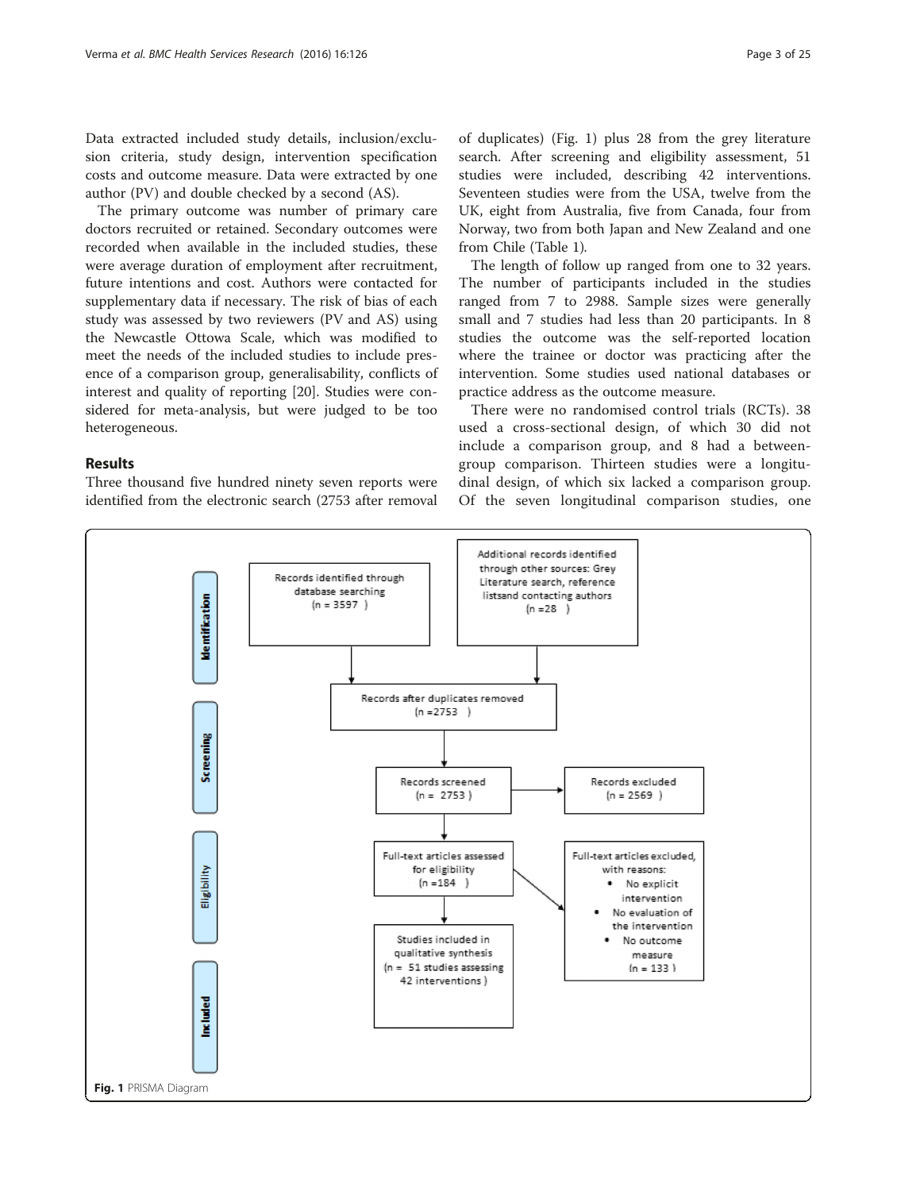Data extracted included study details, inclusion/exclusion criteria, study design, intervention specification costs and outcome measure. Data were extracted by one author (PV) and double checked by a second (AS).

The primary outcome was number of primary care doctors recruited or retained. Secondary outcomes were recorded when available in the included studies, these were average duration of employment after recruitment, future intentions and cost. Authors were contacted for supplementary data if necessary. The risk of bias of each study was assessed by two reviewers (PV and AS) using the Newcastle Ottowa Scale, which was modified to meet the needs of the included studies to include presence of a comparison group, generalisability, conflicts of interest and quality of reporting [20]. Studies were considered for meta-analysis, but were judged to be too heterogeneous.

## Results

Three thousand five hundred ninety seven reports were identified from the electronic search (2753 after removal of duplicates) (Fig. 1) plus 28 from the grey literature search. After screening and eligibility assessment, 51 studies were included, describing 42 interventions. Seventeen studies were from the USA, twelve from the UK, eight from Australia, five from Canada, four from Norway, two from both Japan and New Zealand and one from Chile (Table 1).

The length of follow up ranged from one to 32 years. The number of participants included in the studies ranged from 7 to 2988. Sample sizes were generally small and 7 studies had less than 20 participants. In 8 studies the outcome was the self-reported location where the trainee or doctor was practicing after the intervention. Some studies used national databases or practice address as the outcome measure.

There were no randomised control trials (RCTs). 38 used a cross-sectional design, of which 30 did not include a comparison group, and 8 had a between-group comparison. Thirteen studies were a longitudinal design, of which six lacked a comparison group. Of the seven longitudinal comparison studies, one

**Identification**

- Records identified through database searching (n = 3597)
- Additional records identified through other sources: Grey Literature search, reference listsand contacting authors (n = 28)

**Screening**

- Records after duplicates removed (n = 2753)
- Records screened (n = 2753)
- Records excluded (n = 2569)

**Eligibility**

- Full-text articles assessed for eligibility (n = 184)
- Full-text articles excluded, with reasons:
  - No explicit intervention
  - No evaluation of the intervention
  - No outcome measure
  
  (n = 133)

**Included**

- Studies included in qualitative synthesis (n = 51 studies assessing 42 interventions)

**Fig. 1** PRISMA Diagram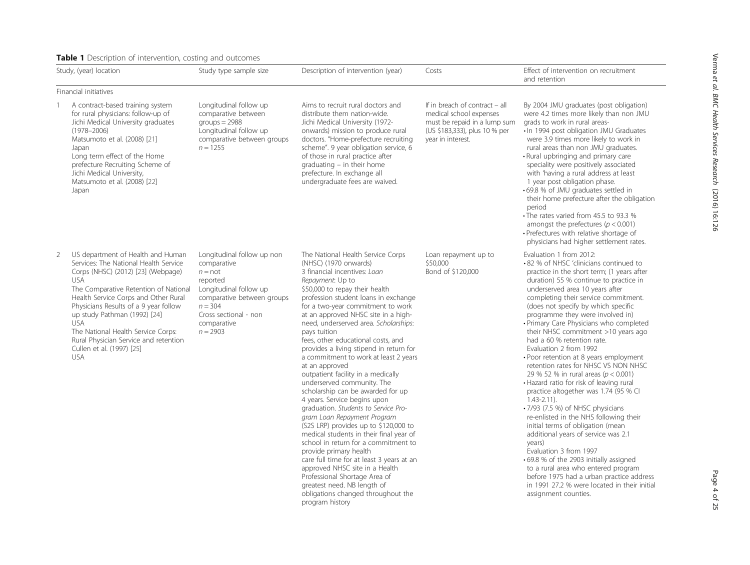**Table 1** Description of intervention, costing and outcomes

| Study, (year) location | Study type sample size | Description of intervention (year) | Costs | Effect of intervention on recruitment and retention |
|---|---|---|---|---|
| Financial initiatives | | | | |
| 1 A contract-based training system for rural physicians: follow-up of Jichi Medical University graduates (1978–2006) Matsumoto et al. (2008) [21] Japan<br>Long term effect of the Home prefecture Recruiting Scheme of Jichi Medical University, Matsumoto et al. (2008) [22] Japan | Longitudinal follow up comparative between groups = 2988<br>Longitudinal follow up comparative between groups $n = 1255$ | Aims to recruit rural doctors and distribute them nation-wide. Jichi Medical University (1972-onwards) mission to produce rural doctors. "Home-prefecture recruiting scheme". 9 year obligation service, 6 of those in rural practice after graduating – in their home prefecture. In exchange all undergraduate fees are waived. | If in breach of contract – all medical school expenses must be repaid in a lump sum (US $183,333), plus 10 % per year in interest. | By 2004 JMU graduates (post obligation) were 4.2 times more likely than non JMU grads to work in rural areas-<br>• In 1994 post obligation JMU Graduates were 3.9 times more likely to work in rural areas than non JMU graduates.<br>• Rural upbringing and primary care speciality were positively associated with 'having a rural address at least 1 year post obligation phase.<br>• 69.8 % of JMU graduates settled in their home prefecture after the obligation period<br>• The rates varied from 45.5 to 93.3 % amongst the prefectures ($p < 0.001$)<br>• Prefectures with relative shortage of physicians had higher settlement rates. |
| 2 US department of Health and Human Services: The National Health Service Corps (NHSC) (2012) [23] (Webpage) USA<br>The Comparative Retention of National Health Service Corps and Other Rural Physicians Results of a 9 year follow up study Pathman (1992) [24] USA<br>The National Health Service Corps: Rural Physician Service and retention Cullen et al. (1997) [25] USA | Longitudinal follow up non comparative $n$ = not reported<br>Longitudinal follow up comparative between groups $n = 304$<br>Cross sectional - non comparative $n = 2903$ | The National Health Service Corps (NHSC) (1970 onwards) 3 financial incentives: *Loan Repayment*: Up to $50,000 to repay their health profession student loans in exchange for a two-year commitment to work at an approved NHSC site in a high-need, underserved area. *Scholarships*: pays tuition fees, other educational costs, and provides a living stipend in return for a commitment to work at least 2 years at an approved outpatient facility in a medically underserved community. The scholarship can be awarded for up 4 years. Service begins upon graduation. *Students to Service Program Loan Repayment Program* (S2S LRP) provides up to $120,000 to medical students in their final year of school in return for a commitment to provide primary health care full time for at least 3 years at an approved NHSC site in a Health Professional Shortage Area of greatest need. NB length of obligations changed throughout the program history | Loan repayment up to $50,000<br>Bond of $120,000 | Evaluation 1 from 2012:<br>• 82 % of NHSC 'clinicians continued to practice in the short term; (1 years after duration) 55 % continue to practice in underserved area 10 years after completing their service commitment. (does not specify by which specific programme they were involved in)<br>• Primary Care Physicians who completed their NHSC commitment >10 years ago had a 60 % retention rate.<br>Evaluation 2 from 1992<br>• Poor retention at 8 years employment retention rates for NHSC VS NON NHSC 29 % 52 % in rural areas ($p < 0.001$)<br>• Hazard ratio for risk of leaving rural practice altogether was 1.74 (95 % CI 1.43-2.11).<br>• 7/93 (7.5 %) of NHSC physicians re-enlisted in the NHS following their initial terms of obligation (mean additional years of service was 2.1 years)<br>Evaluation 3 from 1997<br>• 69.8 % of the 2903 initially assigned to a rural area who entered program before 1975 had a urban practice address in 1991 27.2 % were located in their initial assignment counties. |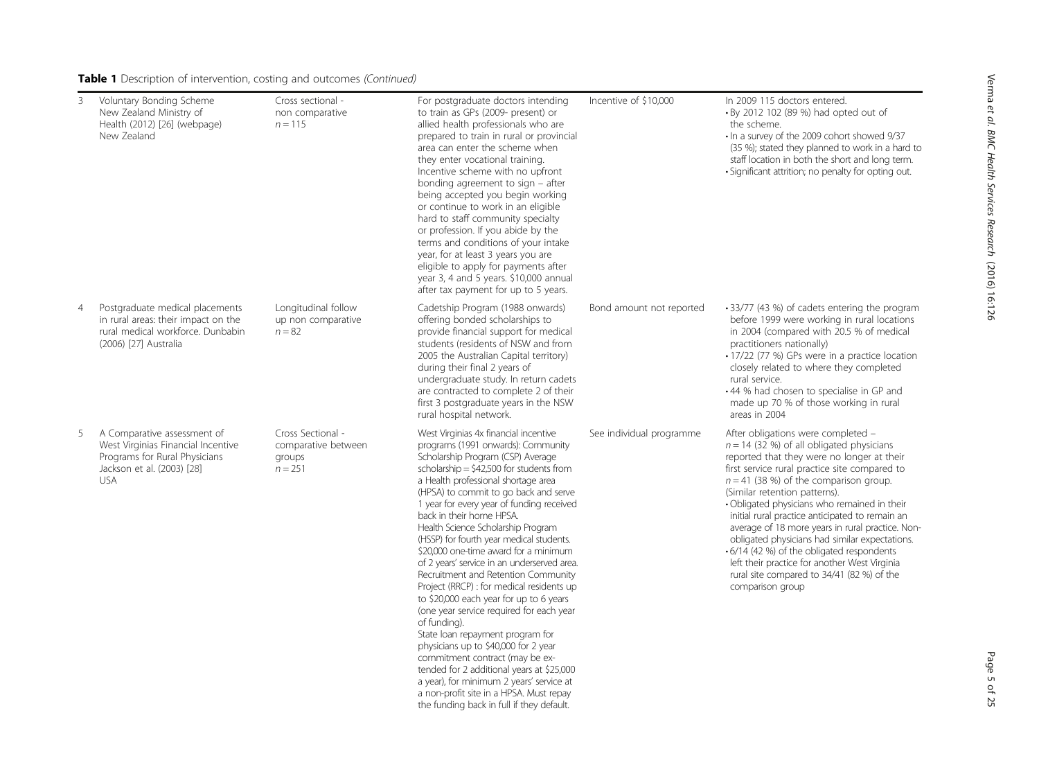**Table 1** Description of intervention, costing and outcomes *(Continued)*

| | | | | | |
|---|---|---|---|---|---|
| 3 | Voluntary Bonding Scheme New Zealand Ministry of Health (2012) [26] (webpage) New Zealand | Cross sectional - non comparative $n = 115$ | For postgraduate doctors intending to train as GPs (2009- present) or allied health professionals who are prepared to train in rural or provincial area can enter the scheme when they enter vocational training. Incentive scheme with no upfront bonding agreement to sign – after being accepted you begin working or continue to work in an eligible hard to staff community specialty or profession. If you abide by the terms and conditions of your intake year, for at least 3 years you are eligible to apply for payments after year 3, 4 and 5 years. $10,000 annual after tax payment for up to 5 years. | Incentive of $10,000 | In 2009 115 doctors entered. • By 2012 102 (89 %) had opted out of the scheme. • In a survey of the 2009 cohort showed 9/37 (35 %); stated they planned to work in a hard to staff location in both the short and long term. • Significant attrition; no penalty for opting out. |
| 4 | Postgraduate medical placements in rural areas: their impact on the rural medical workforce. Dunbabin (2006) [27] Australia | Longitudinal follow up non comparative $n = 82$ | Cadetship Program (1988 onwards) offering bonded scholarships to provide financial support for medical students (residents of NSW and from 2005 the Australian Capital territory) during their final 2 years of undergraduate study. In return cadets are contracted to complete 2 of their first 3 postgraduate years in the NSW rural hospital network. | Bond amount not reported | • 33/77 (43 %) of cadets entering the program before 1999 were working in rural locations in 2004 (compared with 20.5 % of medical practitioners nationally) • 17/22 (77 %) GPs were in a practice location closely related to where they completed rural service. • 44 % had chosen to specialise in GP and made up 70 % of those working in rural areas in 2004 |
| 5 | A Comparative assessment of West Virginias Financial Incentive Programs for Rural Physicians Jackson et al. (2003) [28] USA | Cross Sectional - comparative between groups $n = 251$ | West Virginias 4x financial incentive programs (1991 onwards): Community Scholarship Program (CSP) Average scholarship = $42,500 for students from a Health professional shortage area (HPSA) to commit to go back and serve 1 year for every year of funding received back in their home HPSA. Health Science Scholarship Program (HSSP) for fourth year medical students. $20,000 one-time award for a minimum of 2 years' service in an underserved area. Recruitment and Retention Community Project (RRCP) : for medical residents up to $20,000 each year for up to 6 years (one year service required for each year of funding). State loan repayment program for physicians up to $40,000 for 2 year commitment contract (may be extended for 2 additional years at $25,000 a year), for minimum 2 years' service at a non-profit site in a HPSA. Must repay the funding back in full if they default. | See individual programme | After obligations were completed – $n = 14$ (32 %) of all obligated physicians reported that they were no longer at their first service rural practice site compared to $n = 41$ (38 %) of the comparison group. (Similar retention patterns). • Obligated physicians who remained in their initial rural practice anticipated to remain an average of 18 more years in rural practice. Non-obligated physicians had similar expectations. • 6/14 (42 %) of the obligated respondents left their practice for another West Virginia rural site compared to 34/41 (82 %) of the comparison group |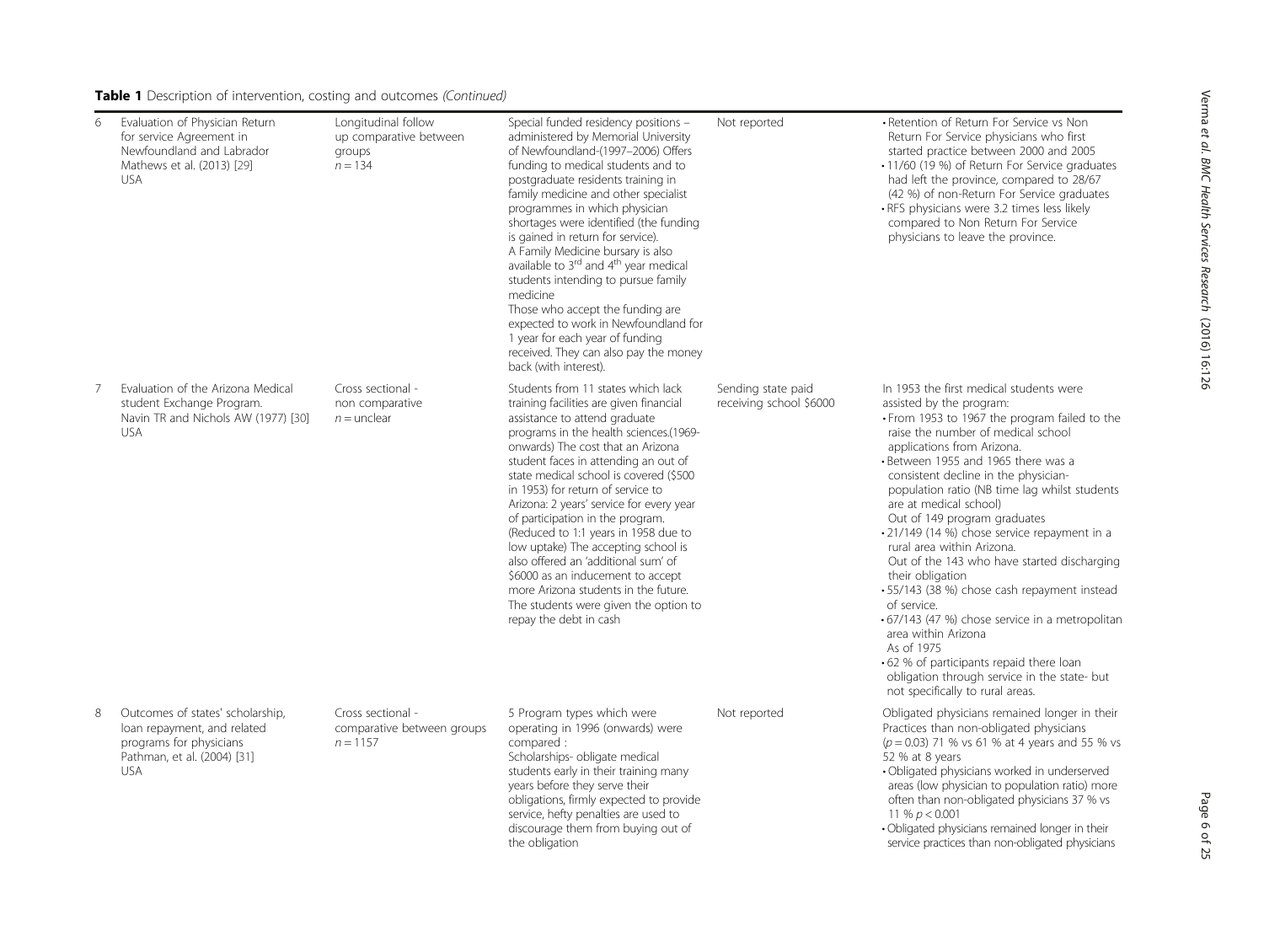**Table 1** Description of intervention, costing and outcomes *(Continued)*

| | | | | | |
|---|---|---|---|---|---|
| 6 | Evaluation of Physician Return for service Agreement in Newfoundland and Labrador Mathews et al. (2013) [29] USA | Longitudinal follow up comparative between groups $n = 134$ | Special funded residency positions – administered by Memorial University of Newfoundland-(1997–2006) Offers funding to medical students and to postgraduate residents training in family medicine and other specialist programmes in which physician shortages were identified (the funding is gained in return for service). A Family Medicine bursary is also available to 3[rd] and 4[th] year medical students intending to pursue family medicine Those who accept the funding are expected to work in Newfoundland for 1 year for each year of funding received. They can also pay the money back (with interest). | Not reported | • Retention of Return For Service vs Non Return For Service physicians who first started practice between 2000 and 2005 • 11/60 (19 %) of Return For Service graduates had left the province, compared to 28/67 (42 %) of non-Return For Service graduates • RFS physicians were 3.2 times less likely compared to Non Return For Service physicians to leave the province. |
| 7 | Evaluation of the Arizona Medical student Exchange Program. Navin TR and Nichols AW (1977) [30] USA | Cross sectional - non comparative $n$ = unclear | Students from 11 states which lack training facilities are given financial assistance to attend graduate programs in the health sciences.(1969-onwards) The cost that an Arizona student faces in attending an out of state medical school is covered ($500 in 1953) for return of service to Arizona: 2 years' service for every year of participation in the program. (Reduced to 1:1 years in 1958 due to low uptake) The accepting school is also offered an 'additional sum' of $6000 as an inducement to accept more Arizona students in the future. The students were given the option to repay the debt in cash | Sending state paid receiving school $6000 | In 1953 the first medical students were assisted by the program: • From 1953 to 1967 the program failed to the raise the number of medical school applications from Arizona. • Between 1955 and 1965 there was a consistent decline in the physician-population ratio (NB time lag whilst students are at medical school) Out of 149 program graduates • 21/149 (14 %) chose service repayment in a rural area within Arizona. Out of the 143 who have started discharging their obligation • 55/143 (38 %) chose cash repayment instead of service. • 67/143 (47 %) chose service in a metropolitan area within Arizona As of 1975 • 62 % of participants repaid there loan obligation through service in the state- but not specifically to rural areas. |
| 8 | Outcomes of states' scholarship, loan repayment, and related programs for physicians Pathman, et al. (2004) [31] USA | Cross sectional - comparative between groups $n = 1157$ | 5 Program types which were operating in 1996 (onwards) were compared : Scholarships- obligate medical students early in their training many years before they serve their obligations, firmly expected to provide service, hefty penalties are used to discourage them from buying out of the obligation | Not reported | Obligated physicians remained longer in their Practices than non-obligated physicians ($p = 0.03$) 71 % vs 61 % at 4 years and 55 % vs 52 % at 8 years • Obligated physicians worked in underserved areas (low physician to population ratio) more often than non-obligated physicians 37 % vs 11 % $p < 0.001$ • Obligated physicians remained longer in their service practices than non-obligated physicians |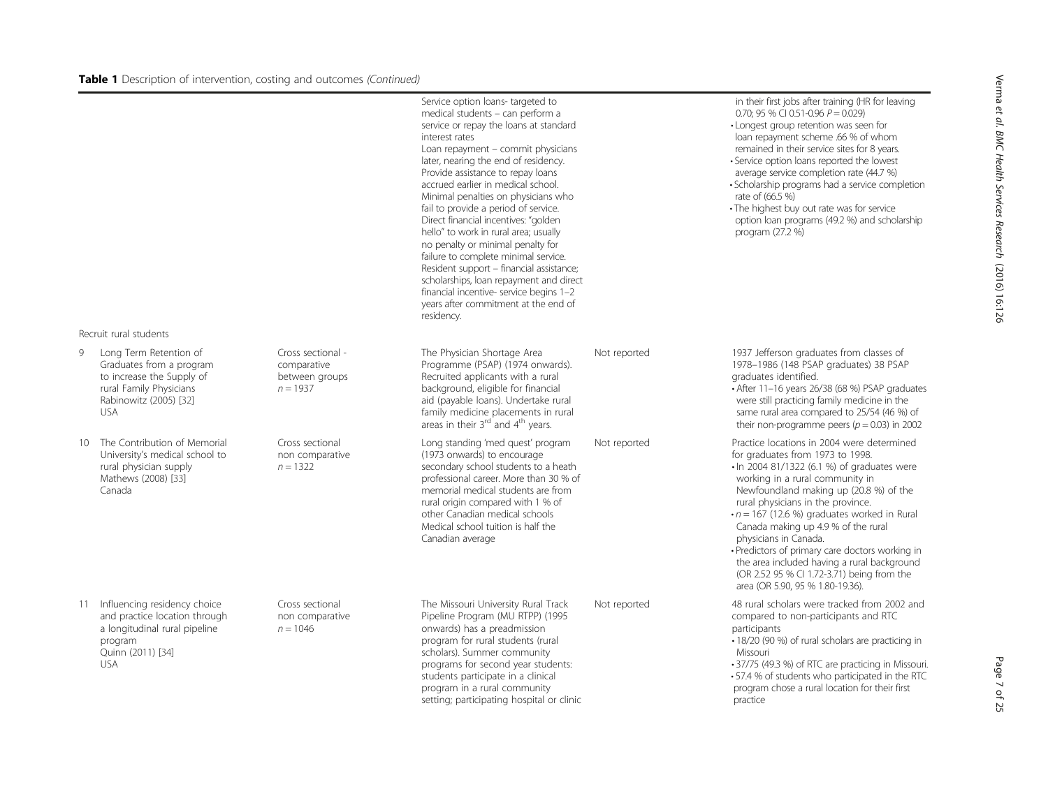**Table 1** Description of intervention, costing and outcomes *(Continued)*

| | | | | | |
|---|---|---|---|---|---|
| | | | Service option loans- targeted to medical students – can perform a service or repay the loans at standard interest rates<br>Loan repayment – commit physicians later, nearing the end of residency. Provide assistance to repay loans accrued earlier in medical school. Minimal penalties on physicians who fail to provide a period of service.<br>Direct financial incentives: "golden hello" to work in rural area; usually no penalty or minimal penalty for failure to complete minimal service.<br>Resident support – financial assistance; scholarships, loan repayment and direct financial incentive- service begins 1–2 years after commitment at the end of residency. | | in their first jobs after training (HR for leaving 0.70; 95 % CI 0.51-0.96 $P = 0.029$)<br>• Longest group retention was seen for loan repayment scheme .66 % of whom remained in their service sites for 8 years.<br>• Service option loans reported the lowest average service completion rate (44.7 %)<br>• Scholarship programs had a service completion rate of (66.5 %)<br>• The highest buy out rate was for service option loan programs (49.2 %) and scholarship program (27.2 %) |
| Recruit rural students | | | | | |
| 9 | Long Term Retention of Graduates from a program to increase the Supply of rural Family Physicians<br>Rabinowitz (2005) [32]<br>USA | Cross sectional - comparative between groups<br>$n = 1937$ | The Physician Shortage Area Programme (PSAP) (1974 onwards). Recruited applicants with a rural background, eligible for financial aid (payable loans). Undertake rural family medicine placements in rural areas in their 3rd and 4th years. | Not reported | 1937 Jefferson graduates from classes of 1978–1986 (148 PSAP graduates) 38 PSAP graduates identified.<br>• After 11–16 years 26/38 (68 %) PSAP graduates were still practicing family medicine in the same rural area compared to 25/54 (46 %) of their non-programme peers ($p = 0.03$) in 2002 |
| 10 | The Contribution of Memorial University's medical school to rural physician supply<br>Mathews (2008) [33]<br>Canada | Cross sectional non comparative<br>$n = 1322$ | Long standing 'med quest' program (1973 onwards) to encourage secondary school students to a heath professional career. More than 30 % of memorial medical students are from rural origin compared with 1 % of other Canadian medical schools<br>Medical school tuition is half the Canadian average | Not reported | Practice locations in 2004 were determined for graduates from 1973 to 1998.<br>• In 2004 81/1322 (6.1 %) of graduates were working in a rural community in Newfoundland making up (20.8 %) of the rural physicians in the province.<br>• $n = 167$ (12.6 %) graduates worked in Rural Canada making up 4.9 % of the rural physicians in Canada.<br>• Predictors of primary care doctors working in the area included having a rural background (OR 2.52 95 % CI 1.72-3.71) being from the area (OR 5.90, 95 % 1.80-19.36). |
| 11 | Influencing residency choice and practice location through a longitudinal rural pipeline program<br>Quinn (2011) [34]<br>USA | Cross sectional non comparative<br>$n = 1046$ | The Missouri University Rural Track Pipeline Program (MU RTPP) (1995 onwards) has a preadmission program for rural students (rural scholars). Summer community programs for second year students: students participate in a clinical program in a rural community setting; participating hospital or clinic | Not reported | 48 rural scholars were tracked from 2002 and compared to non-participants and RTC participants<br>• 18/20 (90 %) of rural scholars are practicing in Missouri<br>• 37/75 (49.3 %) of RTC are practicing in Missouri.<br>• 57.4 % of students who participated in the RTC program chose a rural location for their first practice |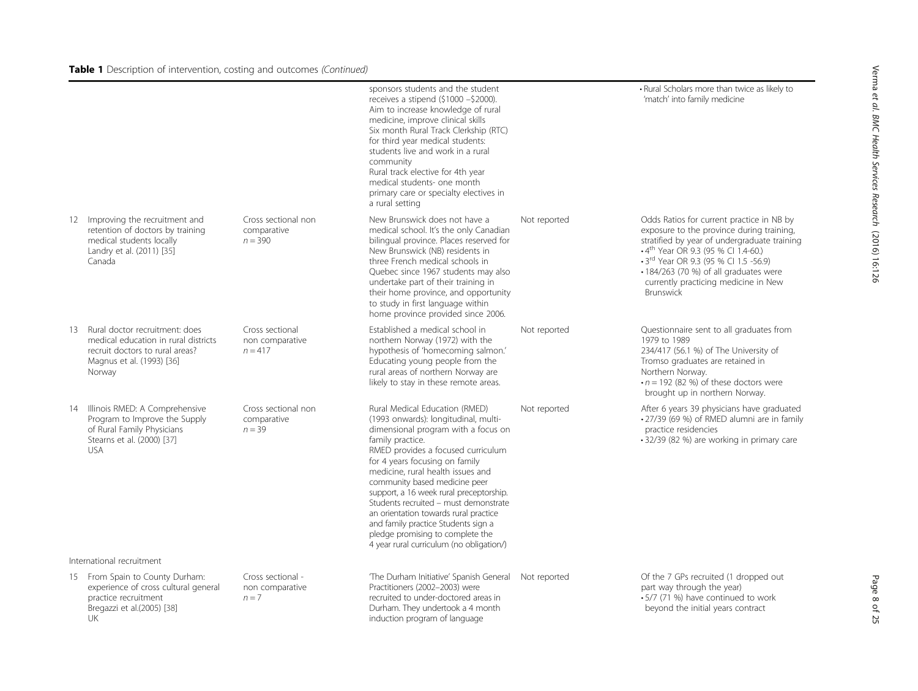**Table 1** Description of intervention, costing and outcomes *(Continued)*

| | | | | | |
|---|---|---|---|---|---|
| | | | sponsors students and the student receives a stipend ($1000 –$2000). Aim to increase knowledge of rural medicine, improve clinical skills Six month Rural Track Clerkship (RTC) for third year medical students: students live and work in a rural community Rural track elective for 4th year medical students- one month primary care or specialty electives in a rural setting | | • Rural Scholars more than twice as likely to 'match' into family medicine |
| 12 | Improving the recruitment and retention of doctors by training medical students locally Landry et al. (2011) [35] Canada | Cross sectional non comparative $n = 390$ | New Brunswick does not have a medical school. It's the only Canadian bilingual province. Places reserved for New Brunswick (NB) residents in three French medical schools in Quebec since 1967 students may also undertake part of their training in their home province, and opportunity to study in first language within home province provided since 2006. | Not reported | Odds Ratios for current practice in NB by exposure to the province during training, stratified by year of undergraduate training • 4th Year OR 9.3 (95 % CI 1.4-60.) • 3rd Year OR 9.3 (95 % CI 1.5 -56.9) • 184/263 (70 %) of all graduates were currently practicing medicine in New Brunswick |
| 13 | Rural doctor recruitment: does medical education in rural districts recruit doctors to rural areas? Magnus et al. (1993) [36] Norway | Cross sectional non comparative $n = 417$ | Established a medical school in northern Norway (1972) with the hypothesis of 'homecoming salmon.' Educating young people from the rural areas of northern Norway are likely to stay in these remote areas. | Not reported | Questionnaire sent to all graduates from 1979 to 1989 234/417 (56.1 %) of The University of Tromso graduates are retained in Northern Norway. • $n = 192$ (82 %) of these doctors were brought up in northern Norway. |
| 14 | Illinois RMED: A Comprehensive Program to Improve the Supply of Rural Family Physicians Stearns et al. (2000) [37] USA | Cross sectional non comparative $n = 39$ | Rural Medical Education (RMED) (1993 onwards): longitudinal, multi-dimensional program with a focus on family practice. RMED provides a focused curriculum for 4 years focusing on family medicine, rural health issues and community based medicine peer support, a 16 week rural preceptorship. Students recruited – must demonstrate an orientation towards rural practice and family practice Students sign a pledge promising to complete the 4 year rural curriculum (no obligation/) | Not reported | After 6 years 39 physicians have graduated • 27/39 (69 %) of RMED alumni are in family practice residencies • 32/39 (82 %) are working in primary care |
| International recruitment | | | | | |
| 15 | From Spain to County Durham: experience of cross cultural general practice recruitment Bregazzi et al.(2005) [38] UK | Cross sectional - non comparative $n = 7$ | 'The Durham Initiative' Spanish General Practitioners (2002–2003) were recruited to under-doctored areas in Durham. They undertook a 4 month induction program of language | Not reported | Of the 7 GPs recruited (1 dropped out part way through the year) • 5/7 (71 %) have continued to work beyond the initial years contract |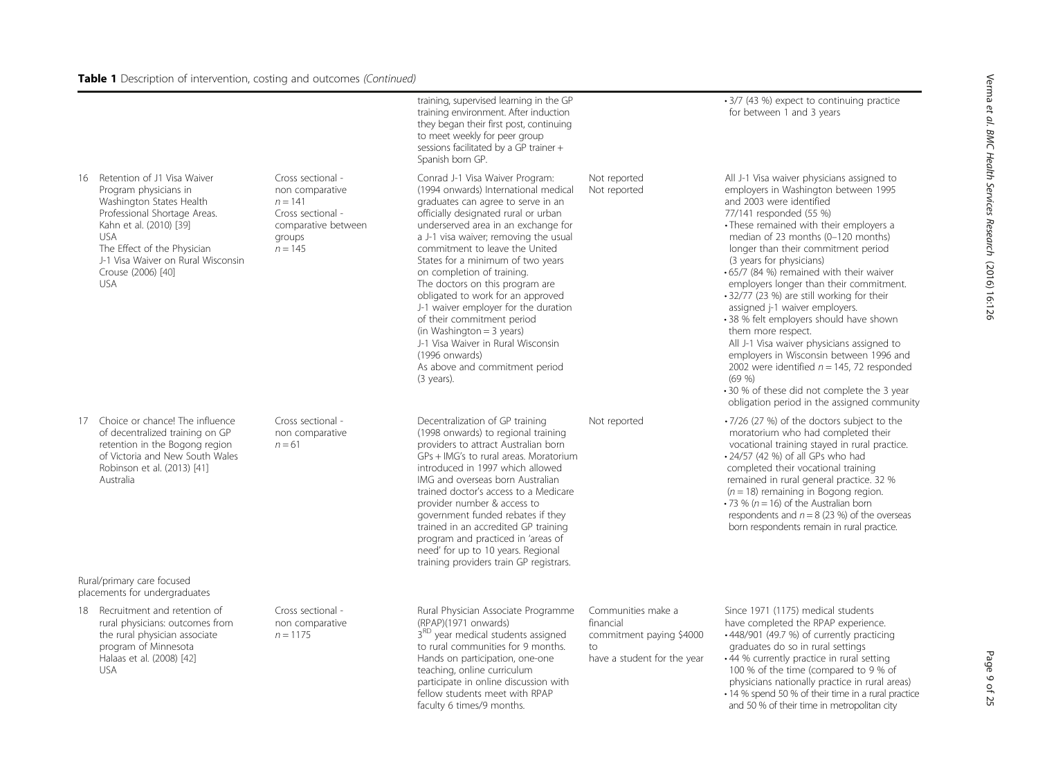**Table 1** Description of intervention, costing and outcomes *(Continued)*

| | | | | | |
|---|---|---|---|---|---|
| | | | training, supervised learning in the GP training environment. After induction they began their first post, continuing to meet weekly for peer group sessions facilitated by a GP trainer + Spanish born GP. | | • 3/7 (43 %) expect to continuing practice for between 1 and 3 years |
| 16 | Retention of J1 Visa Waiver Program physicians in Washington States Health Professional Shortage Areas. Kahn et al. (2010) [39] USA<br>The Effect of the Physician J-1 Visa Waiver on Rural Wisconsin Crouse (2006) [40] USA | Cross sectional - non comparative $n = 141$<br>Cross sectional - comparative between groups $n = 145$ | Conrad J-1 Visa Waiver Program: (1994 onwards) International medical graduates can agree to serve in an officially designated rural or urban underserved area in an exchange for a J-1 visa waiver; removing the usual commitment to leave the United States for a minimum of two years on completion of training. The doctors on this program are obligated to work for an approved J-1 waiver employer for the duration of their commitment period (in Washington = 3 years)<br>J-1 Visa Waiver in Rural Wisconsin (1996 onwards)<br>As above and commitment period (3 years). | Not reported<br>Not reported | All J-1 Visa waiver physicians assigned to employers in Washington between 1995 and 2003 were identified<br>77/141 responded (55 %)<br>• These remained with their employers a median of 23 months (0–120 months) longer than their commitment period (3 years for physicians)<br>• 65/7 (84 %) remained with their waiver employers longer than their commitment.<br>• 32/77 (23 %) are still working for their assigned j-1 waiver employers.<br>• 38 % felt employers should have shown them more respect.<br>All J-1 Visa waiver physicians assigned to employers in Wisconsin between 1996 and 2002 were identified $n = 145$, 72 responded (69 %)<br>• 30 % of these did not complete the 3 year obligation period in the assigned community |
| 17 | Choice or chance! The influence of decentralized training on GP retention in the Bogong region of Victoria and New South Wales Robinson et al. (2013) [41] Australia | Cross sectional - non comparative $n = 61$ | Decentralization of GP training (1998 onwards) to regional training providers to attract Australian born GPs + IMG's to rural areas. Moratorium introduced in 1997 which allowed IMG and overseas born Australian trained doctor's access to a Medicare provider number & access to government funded rebates if they trained in an accredited GP training program and practiced in 'areas of need' for up to 10 years. Regional training providers train GP registrars. | Not reported | • 7/26 (27 %) of the doctors subject to the moratorium who had completed their vocational training stayed in rural practice.<br>• 24/57 (42 %) of all GPs who had completed their vocational training remained in rural general practice. 32 % ($n = 18$) remaining in Bogong region.<br>• 73 % ($n = 16$) of the Australian born respondents and $n = 8$ (23 %) of the overseas born respondents remain in rural practice. |
| Rural/primary care focused placements for undergraduates | | | | | |
| 18 | Recruitment and retention of rural physicians: outcomes from the rural physician associate program of Minnesota Halaas et al. (2008) [42] USA | Cross sectional - non comparative $n = 1175$ | Rural Physician Associate Programme (RPAP)(1971 onwards)<br>3[RD] year medical students assigned to rural communities for 9 months. Hands on participation, one-one teaching, online curriculum participate in online discussion with fellow students meet with RPAP faculty 6 times/9 months. | Communities make a financial commitment paying \$4000 to have a student for the year | Since 1971 (1175) medical students have completed the RPAP experience.<br>• 448/901 (49.7 %) of currently practicing graduates do so in rural settings<br>• 44 % currently practice in rural setting 100 % of the time (compared to 9 % of physicians nationally practice in rural areas)<br>• 14 % spend 50 % of their time in a rural practice and 50 % of their time in metropolitan city |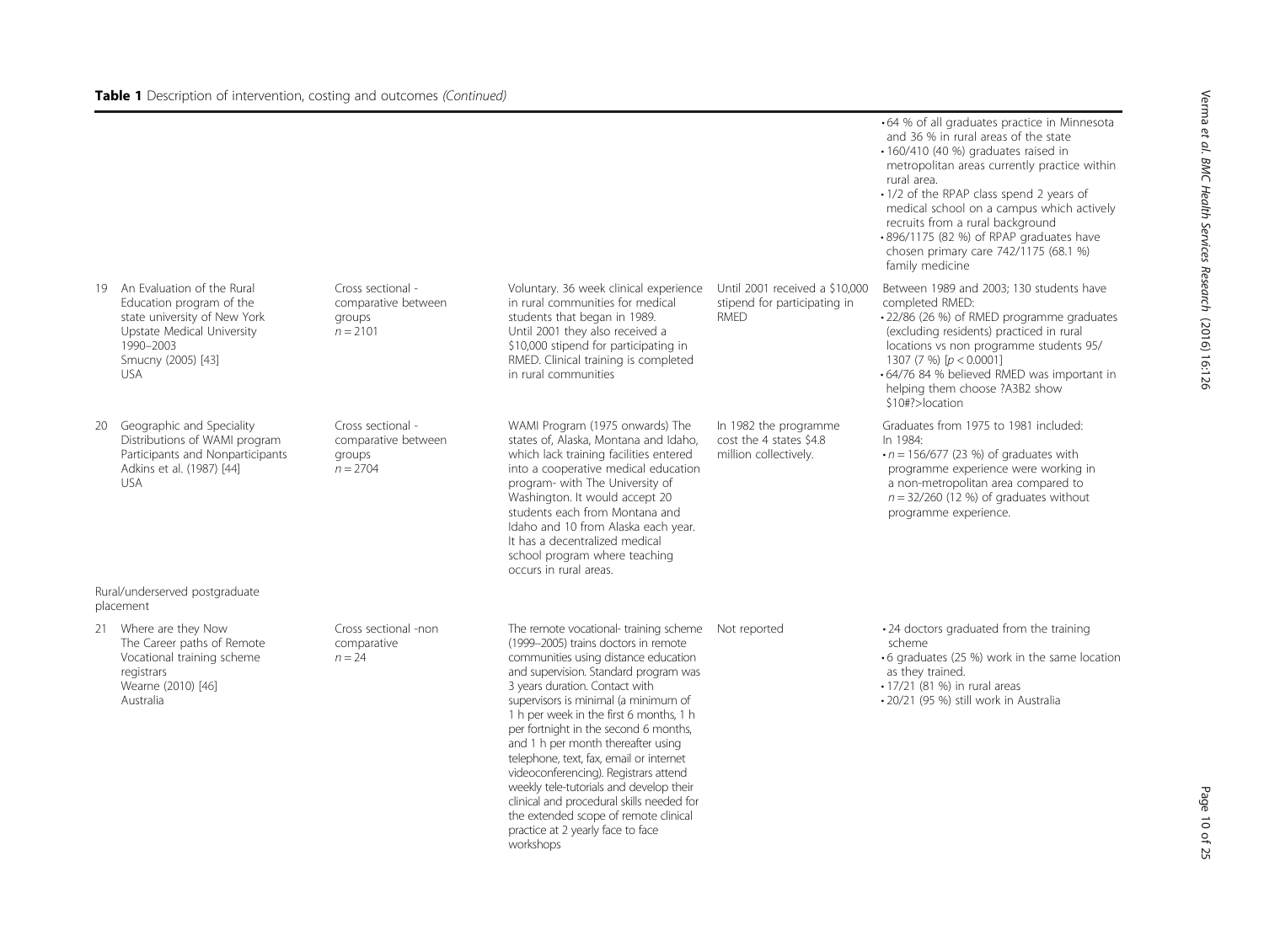**Table 1** Description of intervention, costing and outcomes *(Continued)*

| | | | | | |
|---|---|---|---|---|---|
| | | | | | • 64 % of all graduates practice in Minnesota and 36 % in rural areas of the state<br>• 160/410 (40 %) graduates raised in metropolitan areas currently practice within rural area.<br>• 1/2 of the RPAP class spend 2 years of medical school on a campus which actively recruits from a rural background<br>• 896/1175 (82 %) of RPAP graduates have chosen primary care 742/1175 (68.1 %) family medicine |
| 19 | An Evaluation of the Rural Education program of the state university of New York Upstate Medical University 1990–2003<br>Smucny (2005) [43]<br>USA | Cross sectional - comparative between groups<br>$n = 2101$ | Voluntary. 36 week clinical experience in rural communities for medical students that began in 1989. Until 2001 they also received a \$10,000 stipend for participating in RMED. Clinical training is completed in rural communities | Until 2001 received a \$10,000 stipend for participating in RMED | Between 1989 and 2003; 130 students have completed RMED:<br>• 22/86 (26 %) of RMED programme graduates (excluding residents) practiced in rural locations vs non programme students 95/1307 (7 %) [$p < 0.0001$]<br>• 64/76 84 % believed RMED was important in helping them choose ?A3B2 show \$10#?>location |
| 20 | Geographic and Speciality Distributions of WAMI program Participants and Nonparticipants<br>Adkins et al. (1987) [44]<br>USA | Cross sectional - comparative between groups<br>$n = 2704$ | WAMI Program (1975 onwards) The states of, Alaska, Montana and Idaho, which lack training facilities entered into a cooperative medical education program- with The University of Washington. It would accept 20 students each from Montana and Idaho and 10 from Alaska each year. It has a decentralized medical school program where teaching occurs in rural areas. | In 1982 the programme cost the 4 states \$4.8 million collectively. | Graduates from 1975 to 1981 included:<br>In 1984:<br>• $n = 156/677$ (23 %) of graduates with programme experience were working in a non-metropolitan area compared to $n = 32/260$ (12 %) of graduates without programme experience. |
| Rural/underserved postgraduate placement | | | | | |
| 21 | Where are they Now<br>The Career paths of Remote Vocational training scheme registrars<br>Wearne (2010) [46]<br>Australia | Cross sectional -non comparative<br>$n = 24$ | The remote vocational- training scheme (1999–2005) trains doctors in remote communities using distance education and supervision. Standard program was 3 years duration. Contact with supervisors is minimal (a minimum of 1 h per week in the first 6 months, 1 h per fortnight in the second 6 months, and 1 h per month thereafter using telephone, text, fax, email or internet videoconferencing). Registrars attend weekly tele-tutorials and develop their clinical and procedural skills needed for the extended scope of remote clinical practice at 2 yearly face to face workshops | Not reported | • 24 doctors graduated from the training scheme<br>• 6 graduates (25 %) work in the same location as they trained.<br>• 17/21 (81 %) in rural areas<br>• 20/21 (95 %) still work in Australia |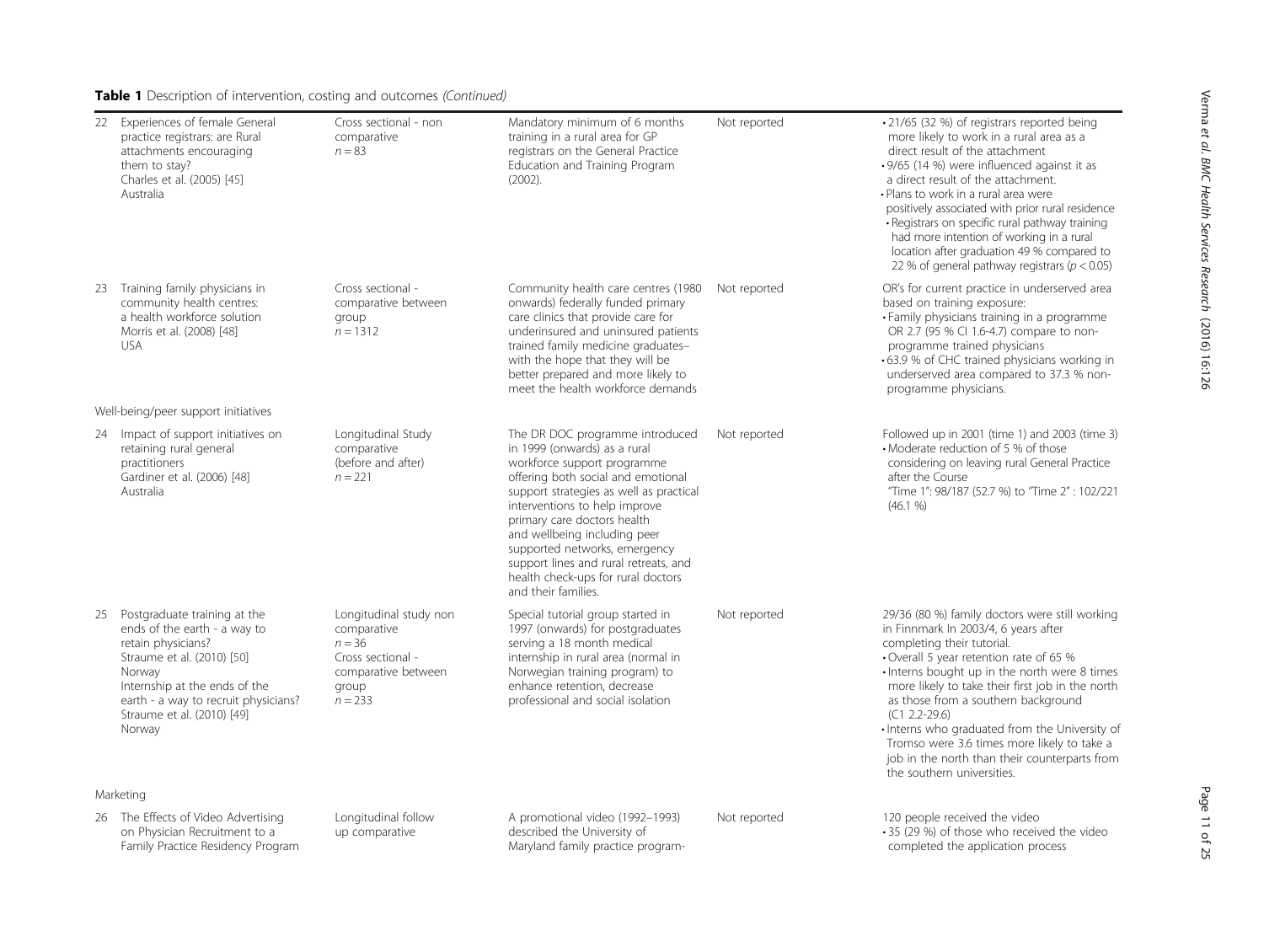**Table 1** Description of intervention, costing and outcomes *(Continued)*

| | | | | | |
|---|---|---|---|---|---|
| 22 | Experiences of female General practice registrars: are Rural attachments encouraging them to stay? Charles et al. (2005) [45] Australia | Cross sectional - non comparative $n = 83$ | Mandatory minimum of 6 months training in a rural area for GP registrars on the General Practice Education and Training Program (2002). | Not reported | • 21/65 (32 %) of registrars reported being more likely to work in a rural area as a direct result of the attachment<br>• 9/65 (14 %) were influenced against it as a direct result of the attachment.<br>• Plans to work in a rural area were positively associated with prior rural residence<br>• Registrars on specific rural pathway training had more intention of working in a rural location after graduation 49 % compared to 22 % of general pathway registrars ($p < 0.05$) |
| 23 | Training family physicians in community health centres: a health workforce solution Morris et al. (2008) [48] USA | Cross sectional - comparative between group $n = 1312$ | Community health care centres (1980 onwards) federally funded primary care clinics that provide care for underinsured and uninsured patients trained family medicine graduates– with the hope that they will be better prepared and more likely to meet the health workforce demands | Not reported | OR's for current practice in underserved area based on training exposure:<br>• Family physicians training in a programme OR 2.7 (95 % CI 1.6-4.7) compare to non-programme trained physicians<br>• 63.9 % of CHC trained physicians working in underserved area compared to 37.3 % non-programme physicians. |
| | Well-being/peer support initiatives | | | | |
| 24 | Impact of support initiatives on retaining rural general practitioners Gardiner et al. (2006) [48] Australia | Longitudinal Study comparative (before and after) $n = 221$ | The DR DOC programme introduced in 1999 (onwards) as a rural workforce support programme offering both social and emotional support strategies as well as practical interventions to help improve primary care doctors health and wellbeing including peer supported networks, emergency support lines and rural retreats, and health check-ups for rural doctors and their families. | Not reported | Followed up in 2001 (time 1) and 2003 (time 3)<br>• Moderate reduction of 5 % of those considering on leaving rural General Practice after the Course<br>"Time 1": 98/187 (52.7 %) to "Time 2" : 102/221 (46.1 %) |
| 25 | Postgraduate training at the ends of the earth - a way to retain physicians? Straume et al. (2010) [50] Norway<br>Internship at the ends of the earth - a way to recruit physicians? Straume et al. (2010) [49] Norway | Longitudinal study non comparative $n = 36$<br>Cross sectional - comparative between group $n = 233$ | Special tutorial group started in 1997 (onwards) for postgraduates serving a 18 month medical internship in rural area (normal in Norwegian training program) to enhance retention, decrease professional and social isolation | Not reported | 29/36 (80 %) family doctors were still working in Finnmark In 2003/4, 6 years after completing their tutorial.<br>• Overall 5 year retention rate of 65 %<br>• Interns bought up in the north were 8 times more likely to take their first job in the north as those from a southern background (C1 2.2-29.6)<br>• Interns who graduated from the University of Tromso were 3.6 times more likely to take a job in the north than their counterparts from the southern universities. |
| | Marketing | | | | |
| 26 | The Effects of Video Advertising on Physician Recruitment to a Family Practice Residency Program | Longitudinal follow up comparative | A promotional video (1992–1993) described the University of Maryland family practice program- | Not reported | 120 people received the video<br>• 35 (29 %) of those who received the video completed the application process |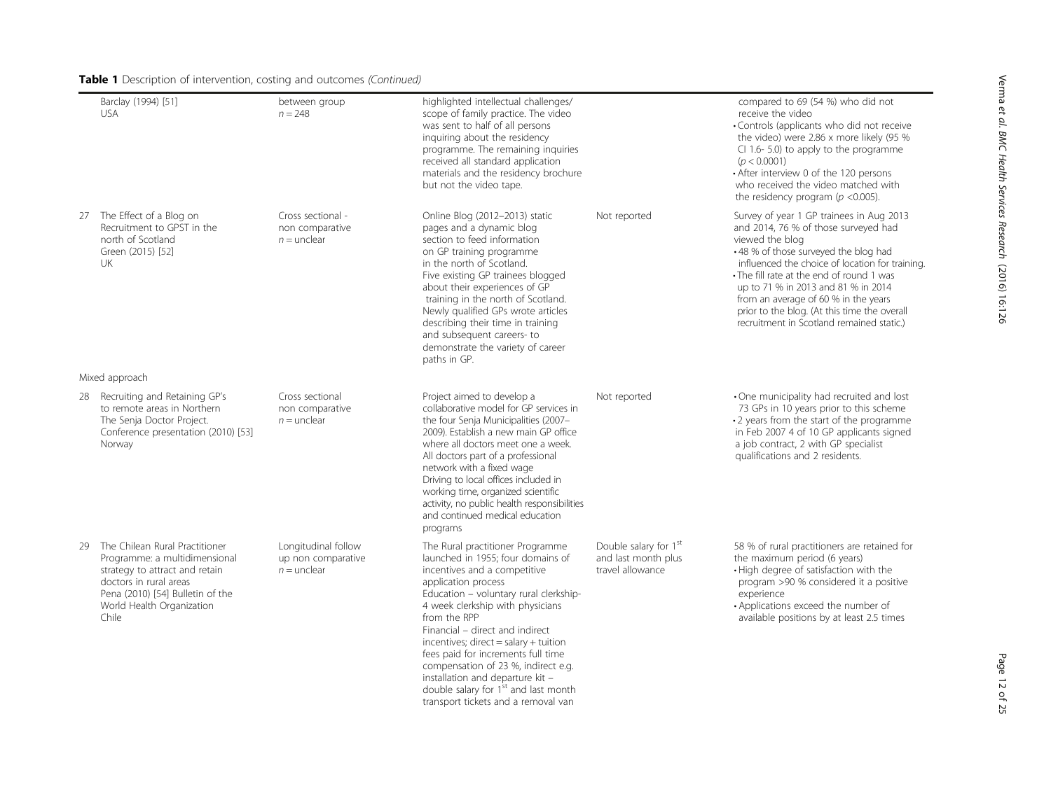**Table 1** Description of intervention, costing and outcomes *(Continued)*

| | | | | | |
|---|---|---|---|---|---|
| | Barclay (1994) [51] USA | between group $n = 248$ | highlighted intellectual challenges/ scope of family practice. The video was sent to half of all persons inquiring about the residency programme. The remaining inquiries received all standard application materials and the residency brochure but not the video tape. | | compared to 69 (54 %) who did not receive the video<br>• Controls (applicants who did not receive the video) were 2.86 x more likely (95 % CI 1.6- 5.0) to apply to the programme ($p < 0.0001$)<br>• After interview 0 of the 120 persons who received the video matched with the residency program ($p < 0.005$). |
| 27 | The Effect of a Blog on Recruitment to GPST in the north of Scotland Green (2015) [52] UK | Cross sectional - non comparative $n =$ unclear | Online Blog (2012–2013) static pages and a dynamic blog section to feed information on GP training programme in the north of Scotland. Five existing GP trainees blogged about their experiences of GP training in the north of Scotland. Newly qualified GPs wrote articles describing their time in training and subsequent careers- to demonstrate the variety of career paths in GP. | Not reported | Survey of year 1 GP trainees in Aug 2013 and 2014, 76 % of those surveyed had viewed the blog<br>• 48 % of those surveyed the blog had influenced the choice of location for training.<br>• The fill rate at the end of round 1 was up to 71 % in 2013 and 81 % in 2014 from an average of 60 % in the years prior to the blog. (At this time the overall recruitment in Scotland remained static.) |
| | Mixed approach | | | | |
| 28 | Recruiting and Retaining GP's to remote areas in Northern The Senja Doctor Project. Conference presentation (2010) [53] Norway | Cross sectional non comparative $n =$ unclear | Project aimed to develop a collaborative model for GP services in the four Senja Municipalities (2007–2009). Establish a new main GP office where all doctors meet one a week. All doctors part of a professional network with a fixed wage Driving to local offices included in working time, organized scientific activity, no public health responsibilities and continued medical education programs | Not reported | • One municipality had recruited and lost 73 GPs in 10 years prior to this scheme<br>• 2 years from the start of the programme in Feb 2007 4 of 10 GP applicants signed a job contract, 2 with GP specialist qualifications and 2 residents. |
| 29 | The Chilean Rural Practitioner Programme: a multidimensional strategy to attract and retain doctors in rural areas Pena (2010) [54] Bulletin of the World Health Organization Chile | Longitudinal follow up non comparative $n =$ unclear | The Rural practitioner Programme launched in 1955; four domains of incentives and a competitive application process<br>Education – voluntary rural clerkship- 4 week clerkship with physicians from the RPP<br>Financial – direct and indirect incentives; direct = salary + tuition fees paid for increments full time compensation of 23 %, indirect e.g. installation and departure kit – double salary for 1st and last month transport tickets and a removal van | Double salary for 1st and last month plus travel allowance | 58 % of rural practitioners are retained for the maximum period (6 years)<br>• High degree of satisfaction with the program >90 % considered it a positive experience<br>• Applications exceed the number of available positions by at least 2.5 times |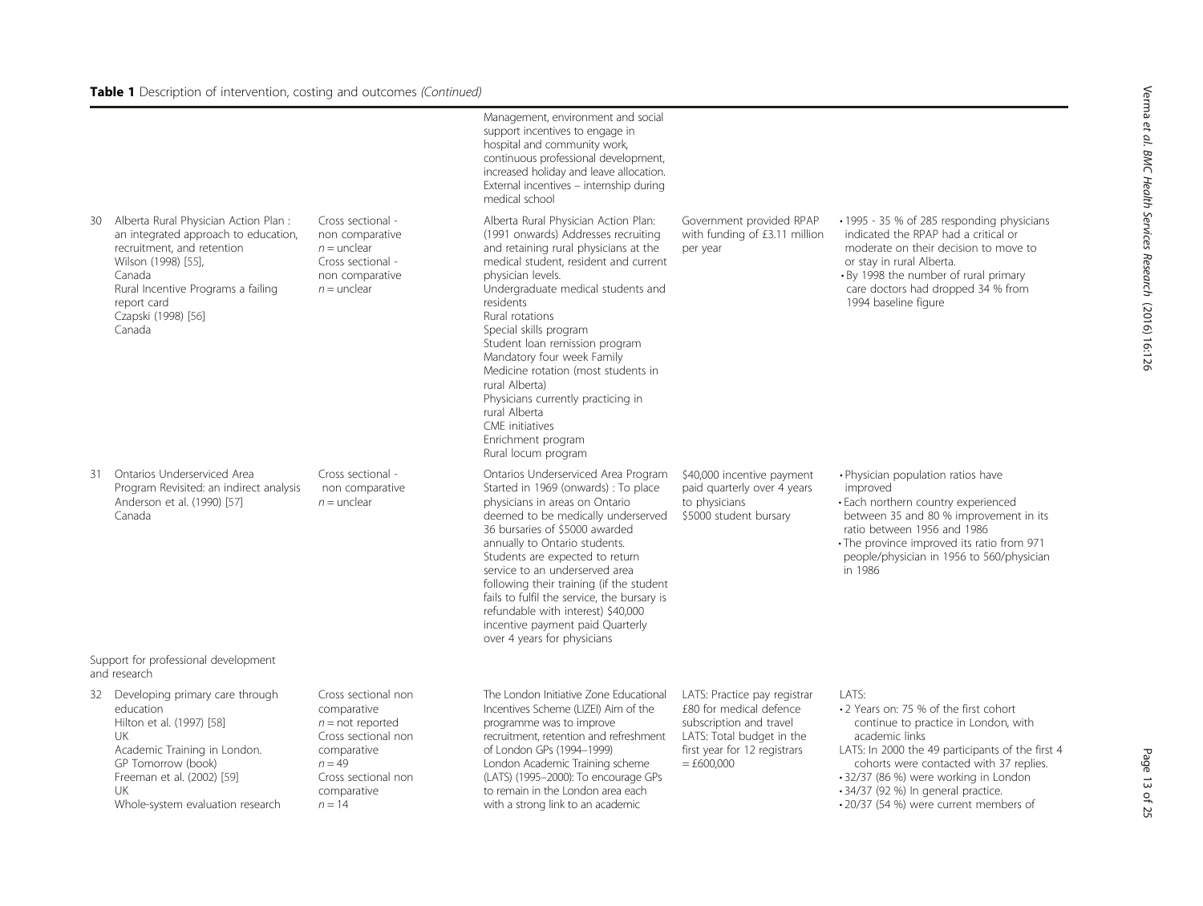**Table 1** Description of intervention, costing and outcomes *(Continued)*

| | | | | | |
|---|---|---|---|---|---|
| | | | Management, environment and social support incentives to engage in hospital and community work, continuous professional development, increased holiday and leave allocation. External incentives – internship during medical school | | |
| 30 | Alberta Rural Physician Action Plan : an integrated approach to education, recruitment, and retention<br>Wilson (1998) [55],<br>Canada<br>Rural Incentive Programs a failing report card<br>Czapski (1998) [56]<br>Canada | Cross sectional - non comparative<br>$n$ = unclear<br>Cross sectional - non comparative<br>$n$ = unclear | Alberta Rural Physician Action Plan: (1991 onwards) Addresses recruiting and retaining rural physicians at the medical student, resident and current physician levels.<br>Undergraduate medical students and residents<br>Rural rotations<br>Special skills program<br>Student loan remission program<br>Mandatory four week Family Medicine rotation (most students in rural Alberta)<br>Physicians currently practicing in rural Alberta<br>CME initiatives<br>Enrichment program<br>Rural locum program | Government provided RPAP with funding of £3.11 million per year | • 1995 - 35 % of 285 responding physicians indicated the RPAP had a critical or moderate on their decision to move to or stay in rural Alberta.<br>• By 1998 the number of rural primary care doctors had dropped 34 % from 1994 baseline figure |
| 31 | Ontarios Underserviced Area Program Revisited: an indirect analysis<br>Anderson et al. (1990) [57]<br>Canada | Cross sectional - non comparative<br>$n$ = unclear | Ontarios Underserviced Area Program Started in 1969 (onwards) : To place physicians in areas on Ontario deemed to be medically underserved<br>36 bursaries of \$5000 awarded annually to Ontario students.<br>Students are expected to return service to an underserved area following their training (if the student fails to fulfil the service, the bursary is refundable with interest) \$40,000 incentive payment paid Quarterly over 4 years for physicians | \$40,000 incentive payment paid quarterly over 4 years to physicians<br>\$5000 student bursary | • Physician population ratios have improved<br>• Each northern country experienced between 35 and 80 % improvement in its ratio between 1956 and 1986<br>• The province improved its ratio from 971 people/physician in 1956 to 560/physician in 1986 |
| Support for professional development and research | | | | | |
| 32 | Developing primary care through education<br>Hilton et al. (1997) [58]<br>UK<br>Academic Training in London.<br>GP Tomorrow (book)<br>Freeman et al. (2002) [59]<br>UK<br>Whole-system evaluation research | Cross sectional non comparative<br>$n$ = not reported<br>Cross sectional non comparative<br>$n$ = 49<br>Cross sectional non comparative<br>$n$ = 14 | The London Initiative Zone Educational Incentives Scheme (LIZEI) Aim of the programme was to improve recruitment, retention and refreshment of London GPs (1994–1999)<br>London Academic Training scheme (LATS) (1995–2000): To encourage GPs to remain in the London area each with a strong link to an academic | LATS: Practice pay registrar £80 for medical defence subscription and travel<br>LATS: Total budget in the first year for 12 registrars = £600,000 | LATS:<br>• 2 Years on: 75 % of the first cohort continue to practice in London, with academic links<br>LATS: In 2000 the 49 participants of the first 4 cohorts were contacted with 37 replies.<br>• 32/37 (86 %) were working in London<br>• 34/37 (92 %) In general practice.<br>• 20/37 (54 %) were current members of |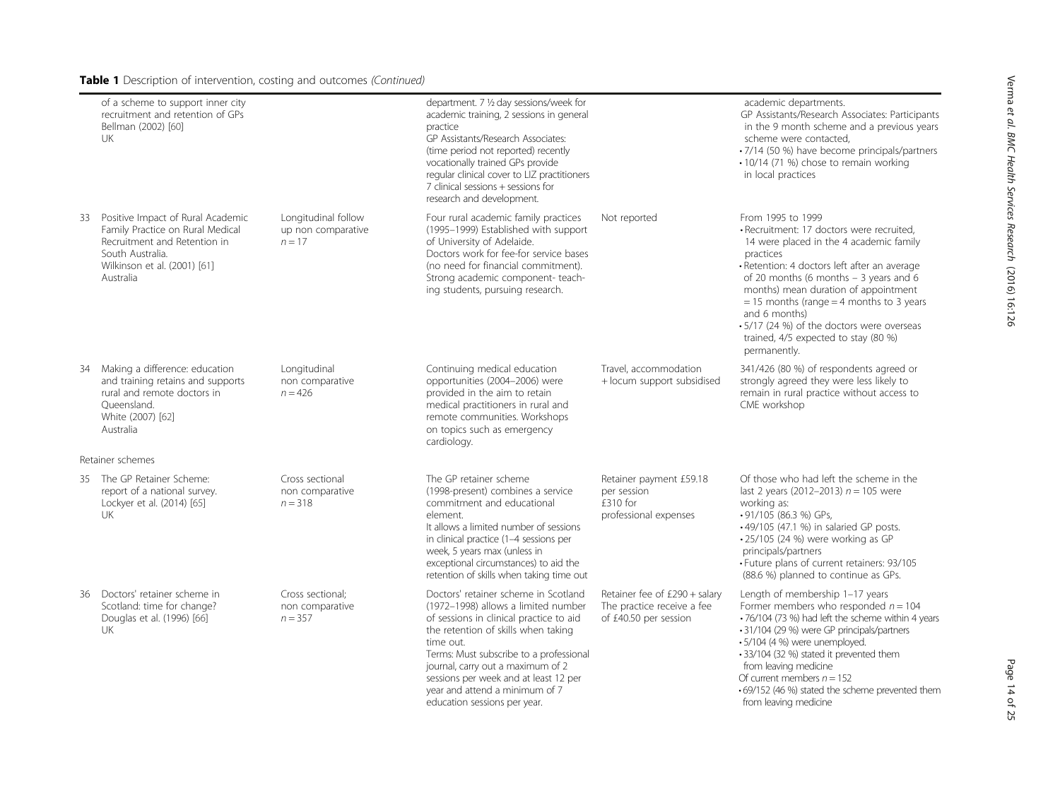**Table 1** Description of intervention, costing and outcomes *(Continued)*

| | | | | | |
|---|---|---|---|---|---|
| | of a scheme to support inner city recruitment and retention of GPs<br>Bellman (2002) [60]<br>UK | | department. 7 ½ day sessions/week for academic training, 2 sessions in general practice<br>GP Assistants/Research Associates: (time period not reported) recently vocationally trained GPs provide regular clinical cover to LIZ practitioners 7 clinical sessions + sessions for research and development. | | academic departments.<br>GP Assistants/Research Associates: Participants in the 9 month scheme and a previous years scheme were contacted,<br>• 7/14 (50 %) have become principals/partners<br>• 10/14 (71 %) chose to remain working in local practices |
| 33 | Positive Impact of Rural Academic Family Practice on Rural Medical Recruitment and Retention in South Australia.<br>Wilkinson et al. (2001) [61]<br>Australia | Longitudinal follow up non comparative<br>$n = 17$ | Four rural academic family practices (1995–1999) Established with support of University of Adelaide.<br>Doctors work for fee-for service bases (no need for financial commitment). Strong academic component- teaching students, pursuing research. | Not reported | From 1995 to 1999<br>• Recruitment: 17 doctors were recruited, 14 were placed in the 4 academic family practices<br>• Retention: 4 doctors left after an average of 20 months (6 months – 3 years and 6 months) mean duration of appointment = 15 months (range = 4 months to 3 years and 6 months)<br>• 5/17 (24 %) of the doctors were overseas trained, 4/5 expected to stay (80 %) permanently. |
| 34 | Making a difference: education and training retains and supports rural and remote doctors in Queensland.<br>White (2007) [62]<br>Australia | Longitudinal non comparative<br>$n = 426$ | Continuing medical education opportunities (2004–2006) were provided in the aim to retain medical practitioners in rural and remote communities. Workshops on topics such as emergency cardiology. | Travel, accommodation + locum support subsidised | 341/426 (80 %) of respondents agreed or strongly agreed they were less likely to remain in rural practice without access to CME workshop |
| | Retainer schemes | | | | |
| 35 | The GP Retainer Scheme: report of a national survey.<br>Lockyer et al. (2014) [65]<br>UK | Cross sectional non comparative<br>$n = 318$ | The GP retainer scheme (1998-present) combines a service commitment and educational element.<br>It allows a limited number of sessions in clinical practice (1–4 sessions per week, 5 years max (unless in exceptional circumstances) to aid the retention of skills when taking time out | Retainer payment £59.18 per session<br>£310 for professional expenses | Of those who had left the scheme in the last 2 years (2012–2013) $n = 105$ were working as:<br>• 91/105 (86.3 %) GPs,<br>• 49/105 (47.1 %) in salaried GP posts.<br>• 25/105 (24 %) were working as GP principals/partners<br>• Future plans of current retainers: 93/105 (88.6 %) planned to continue as GPs. |
| 36 | Doctors' retainer scheme in Scotland: time for change?<br>Douglas et al. (1996) [66]<br>UK | Cross sectional; non comparative<br>$n = 357$ | Doctors' retainer scheme in Scotland (1972–1998) allows a limited number of sessions in clinical practice to aid the retention of skills when taking time out.<br>Terms: Must subscribe to a professional journal, carry out a maximum of 2 sessions per week and at least 12 per year and attend a minimum of 7 education sessions per year. | Retainer fee of £290 + salary<br>The practice receive a fee of £40.50 per session | Length of membership 1–17 years<br>Former members who responded $n = 104$<br>• 76/104 (73 %) had left the scheme within 4 years<br>• 31/104 (29 %) were GP principals/partners<br>• 5/104 (4 %) were unemployed.<br>• 33/104 (32 %) stated it prevented them from leaving medicine<br>Of current members $n = 152$<br>• 69/152 (46 %) stated the scheme prevented them from leaving medicine |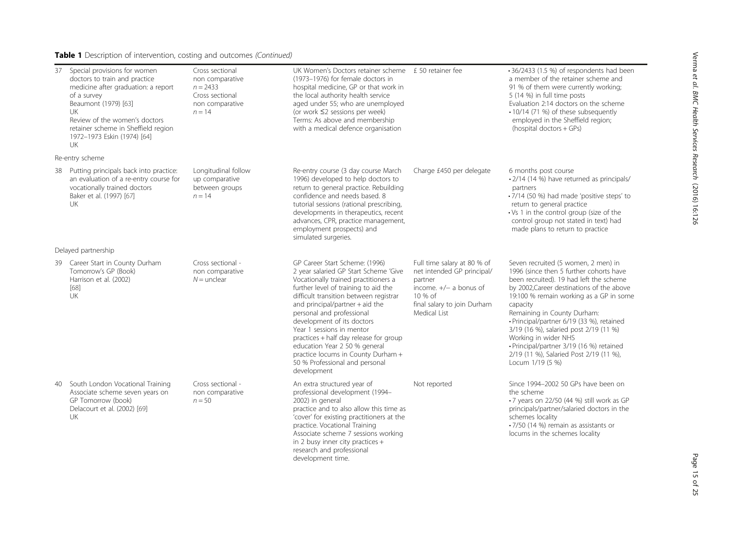**Table 1** Description of intervention, costing and outcomes *(Continued)*

| | | | | | |
|---|---|---|---|---|---|
| 37 | Special provisions for women doctors to train and practice medicine after graduation: a report of a survey<br>Beaumont (1979) [63]<br>UK<br>Review of the women's doctors retainer scheme in Sheffield region 1972–1973 Eskin (1974) [64]<br>UK | Cross sectional non comparative<br>$n = 2433$<br>Cross sectional non comparative<br>$n = 14$ | UK Women's Doctors retainer scheme (1973–1976) for female doctors in hospital medicine, GP or that work in the local authority health service aged under 55; who are unemployed (or work ≤2 sessions per week)<br>Terms: As above and membership with a medical defence organisation | £ 50 retainer fee | • 36/2433 (1.5 %) of respondents had been a member of the retainer scheme and 91 % of them were currently working; 5 (14 %) in full time posts<br>Evaluation 2:14 doctors on the scheme<br>• 10/14 (71 %) of these subsequently employed in the Sheffield region; (hospital doctors + GPs) |
| Re-entry scheme | | | | | |
| 38 | Putting principals back into practice: an evaluation of a re-entry course for vocationally trained doctors<br>Baker et al. (1997) [67]<br>UK | Longitudinal follow up comparative between groups<br>$n = 14$ | Re-entry course (3 day course March 1996) developed to help doctors to return to general practice. Rebuilding confidence and needs based. 8 tutorial sessions (rational prescribing, developments in therapeutics, recent advances, CPR, practice management, employment prospects) and simulated surgeries. | Charge £450 per delegate | 6 months post course<br>• 2/14 (14 %) have returned as principals/partners<br>• 7/14 (50 %) had made 'positive steps' to return to general practice<br>• Vs 1 in the control group (size of the control group not stated in text) had made plans to return to practice |
| Delayed partnership | | | | | |
| 39 | Career Start in County Durham<br>Tomorrow's GP (Book)<br>Harrison et al. (2002)<br>[68]<br>UK | Cross sectional - non comparative<br>$N$ = unclear | GP Career Start Scheme: (1996)<br>2 year salaried GP Start Scheme 'Give Vocationally trained practitioners a further level of training to aid the difficult transition between registrar and principal/partner + aid the personal and professional development of its doctors<br>Year 1 sessions in mentor practices + half day release for group education Year 2 50 % general practice locums in County Durham + 50 % Professional and personal development | Full time salary at 80 % of net intended GP principal/partner income. +/− a bonus of 10 % of final salary to join Durham Medical List | Seven recruited (5 women, 2 men) in 1996 (since then 5 further cohorts have been recruited). 19 had left the scheme by 2002,Career destinations of the above 19:100 % remain working as a GP in some capacity<br>Remaining in County Durham:<br>• Principal/partner 6/19 (33 %), retained 3/19 (16 %), salaried post 2/19 (11 %)<br>Working in wider NHS<br>• Principal/partner 3/19 (16 %) retained 2/19 (11 %), Salaried Post 2/19 (11 %), Locum 1/19 (5 %) |
| 40 | South London Vocational Training Associate scheme seven years on<br>GP Tomorrow (book)<br>Delacourt et al. (2002) [69]<br>UK | Cross sectional - non comparative<br>$n = 50$ | An extra structured year of professional development (1994–2002) in general practice and to also allow this time as 'cover' for existing practitioners at the practice. Vocational Training Associate scheme 7 sessions working in 2 busy inner city practices + research and professional development time. | Not reported | Since 1994–2002 50 GPs have been on the scheme<br>• 7 years on 22/50 (44 %) still work as GP principals/partner/salaried doctors in the schemes locality<br>• 7/50 (14 %) remain as assistants or locums in the schemes locality |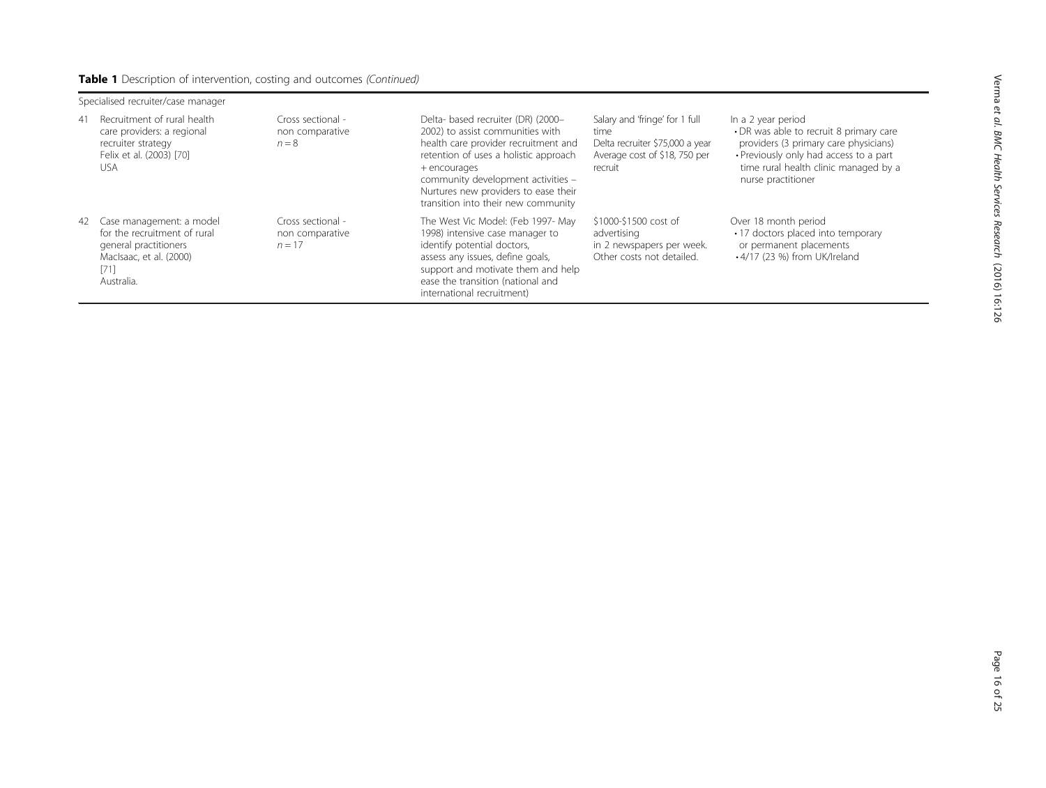**Table 1** Description of intervention, costing and outcomes *(Continued)*

| | | | | | |
|---|---|---|---|---|---|
| Specialised recruiter/case manager | | | | | |
| 41 | Recruitment of rural health care providers: a regional recruiter strategy Felix et al. (2003) [70] USA | Cross sectional - non comparative $n = 8$ | Delta- based recruiter (DR) (2000–2002) to assist communities with health care provider recruitment and retention of uses a holistic approach + encourages community development activities – Nurtures new providers to ease their transition into their new community | Salary and 'fringe' for 1 full time Delta recruiter \$75,000 a year Average cost of \$18, 750 per recruit | In a 2 year period • DR was able to recruit 8 primary care providers (3 primary care physicians) • Previously only had access to a part time rural health clinic managed by a nurse practitioner |
| 42 | Case management: a model for the recruitment of rural general practitioners MacIsaac, et al. (2000) [71] Australia. | Cross sectional - non comparative $n = 17$ | The West Vic Model: (Feb 1997- May 1998) intensive case manager to identify potential doctors, assess any issues, define goals, support and motivate them and help ease the transition (national and international recruitment) | \$1000-\$1500 cost of advertising in 2 newspapers per week. Other costs not detailed. | Over 18 month period • 17 doctors placed into temporary or permanent placements • 4/17 (23 %) from UK/Ireland |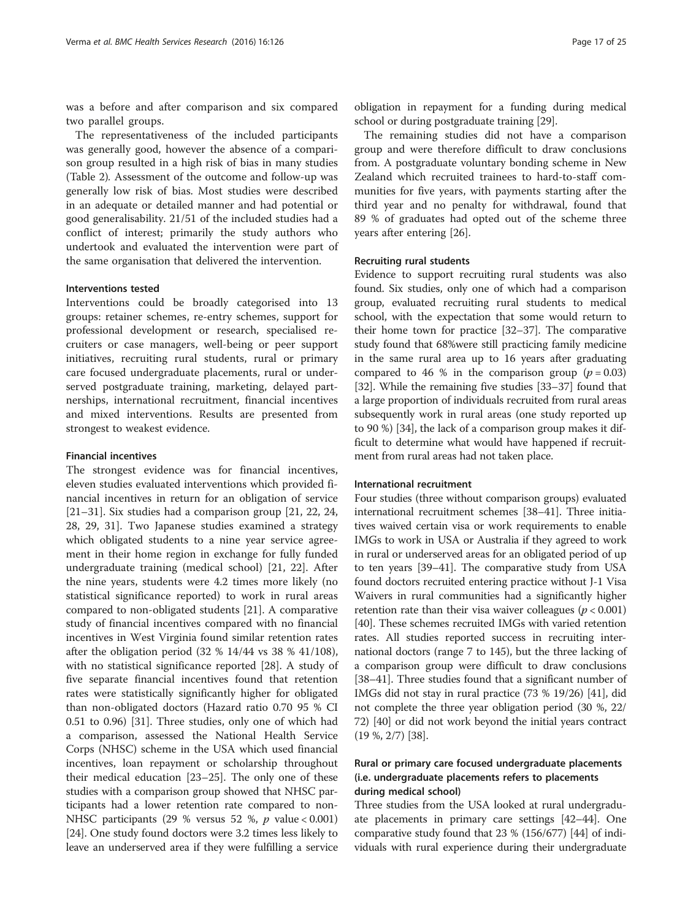was a before and after comparison and six compared two parallel groups.

The representativeness of the included participants was generally good, however the absence of a comparison group resulted in a high risk of bias in many studies (Table 2). Assessment of the outcome and follow-up was generally low risk of bias. Most studies were described in an adequate or detailed manner and had potential or good generalisability. 21/51 of the included studies had a conflict of interest; primarily the study authors who undertook and evaluated the intervention were part of the same organisation that delivered the intervention.

#### Interventions tested

Interventions could be broadly categorised into 13 groups: retainer schemes, re-entry schemes, support for professional development or research, specialised recruiters or case managers, well-being or peer support initiatives, recruiting rural students, rural or primary care focused undergraduate placements, rural or underserved postgraduate training, marketing, delayed partnerships, international recruitment, financial incentives and mixed interventions. Results are presented from strongest to weakest evidence.

#### Financial incentives

The strongest evidence was for financial incentives, eleven studies evaluated interventions which provided financial incentives in return for an obligation of service [21–31]. Six studies had a comparison group [21, 22, 24, 28, 29, 31]. Two Japanese studies examined a strategy which obligated students to a nine year service agreement in their home region in exchange for fully funded undergraduate training (medical school) [21, 22]. After the nine years, students were 4.2 times more likely (no statistical significance reported) to work in rural areas compared to non-obligated students [21]. A comparative study of financial incentives compared with no financial incentives in West Virginia found similar retention rates after the obligation period (32 % 14/44 vs 38 % 41/108), with no statistical significance reported [28]. A study of five separate financial incentives found that retention rates were statistically significantly higher for obligated than non-obligated doctors (Hazard ratio 0.70 95 % CI 0.51 to 0.96) [31]. Three studies, only one of which had a comparison, assessed the National Health Service Corps (NHSC) scheme in the USA which used financial incentives, loan repayment or scholarship throughout their medical education [23–25]. The only one of these studies with a comparison group showed that NHSC participants had a lower retention rate compared to non-NHSC participants (29 % versus 52 %, *p* value $< 0.001$) [24]. One study found doctors were 3.2 times less likely to leave an underserved area if they were fulfilling a service obligation in repayment for a funding during medical school or during postgraduate training [29].

The remaining studies did not have a comparison group and were therefore difficult to draw conclusions from. A postgraduate voluntary bonding scheme in New Zealand which recruited trainees to hard-to-staff communities for five years, with payments starting after the third year and no penalty for withdrawal, found that 89 % of graduates had opted out of the scheme three years after entering [26].

#### Recruiting rural students

Evidence to support recruiting rural students was also found. Six studies, only one of which had a comparison group, evaluated recruiting rural students to medical school, with the expectation that some would return to their home town for practice [32–37]. The comparative study found that 68%were still practicing family medicine in the same rural area up to 16 years after graduating compared to 46 % in the comparison group ($p = 0.03$) [32]. While the remaining five studies [33–37] found that a large proportion of individuals recruited from rural areas subsequently work in rural areas (one study reported up to 90 %) [34], the lack of a comparison group makes it difficult to determine what would have happened if recruitment from rural areas had not taken place.

#### International recruitment

Four studies (three without comparison groups) evaluated international recruitment schemes [38–41]. Three initiatives waived certain visa or work requirements to enable IMGs to work in USA or Australia if they agreed to work in rural or underserved areas for an obligated period of up to ten years [39–41]. The comparative study from USA found doctors recruited entering practice without J-1 Visa Waivers in rural communities had a significantly higher retention rate than their visa waiver colleagues ($p < 0.001$) [40]. These schemes recruited IMGs with varied retention rates. All studies reported success in recruiting international doctors (range 7 to 145), but the three lacking of a comparison group were difficult to draw conclusions [38–41]. Three studies found that a significant number of IMGs did not stay in rural practice (73 % 19/26) [41], did not complete the three year obligation period (30 %, 22/72) [40] or did not work beyond the initial years contract (19 %, 2/7) [38].

#### Rural or primary care focused undergraduate placements (i.e. undergraduate placements refers to placements during medical school)

Three studies from the USA looked at rural undergraduate placements in primary care settings [42–44]. One comparative study found that 23 % (156/677) [44] of individuals with rural experience during their undergraduate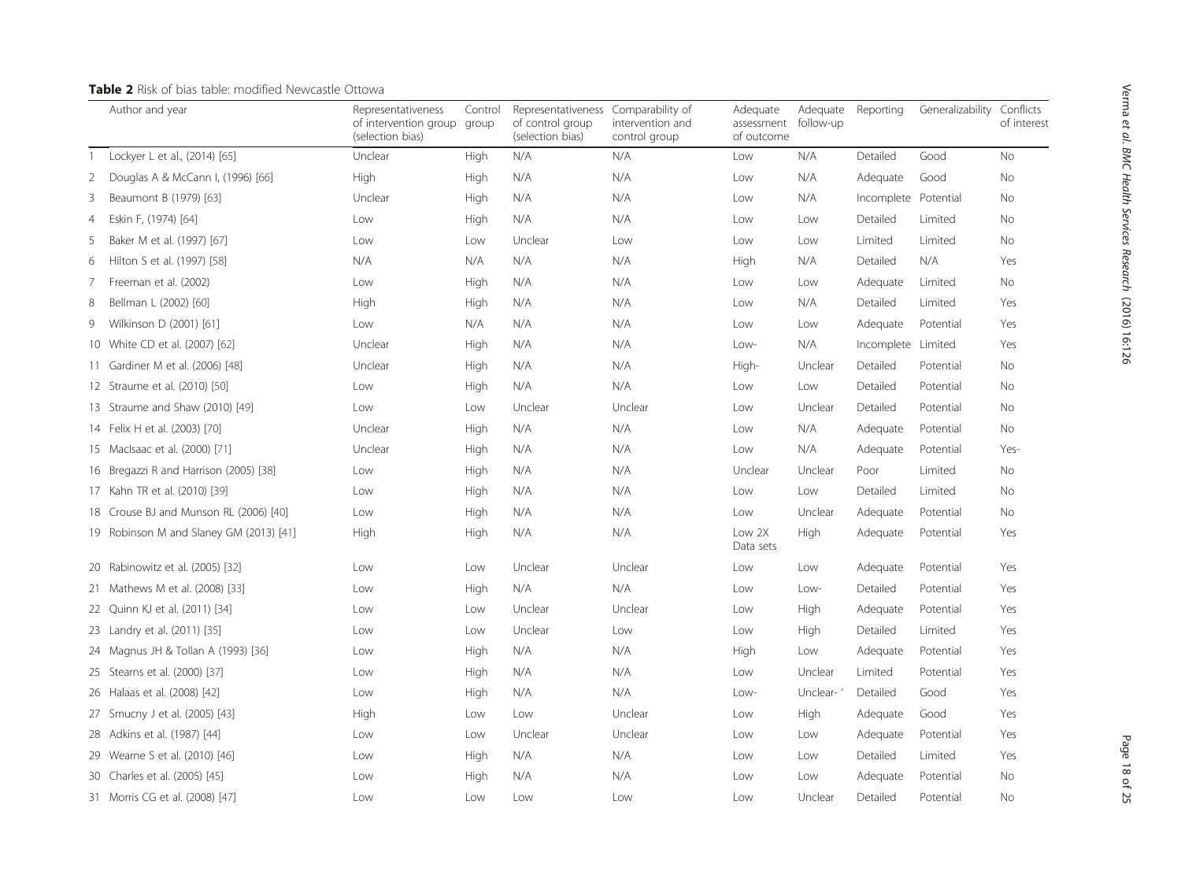**Table 2** Risk of bias table: modified Newcastle Ottowa

| | Author and year | Representativeness of intervention group (selection bias) | Control group | Representativeness of control group (selection bias) | Comparability of intervention and control group | Adequate assessment of outcome | Adequate follow-up | Reporting | Generalizability | Conflicts of interest |
|---|---|---|---|---|---|---|---|---|---|---|
| 1 | Lockyer L et al., (2014) [65] | Unclear | High | N/A | N/A | Low | N/A | Detailed | Good | No |
| 2 | Douglas A & McCann I, (1996) [66] | High | High | N/A | N/A | Low | N/A | Adequate | Good | No |
| 3 | Beaumont B (1979) [63] | Unclear | High | N/A | N/A | Low | N/A | Incomplete | Potential | No |
| 4 | Eskin F, (1974) [64] | Low | High | N/A | N/A | Low | Low | Detailed | Limited | No |
| 5 | Baker M et al. (1997) [67] | Low | Low | Unclear | Low | Low | Low | Limited | Limited | No |
| 6 | Hilton S et al. (1997) [58] | N/A | N/A | N/A | N/A | High | N/A | Detailed | N/A | Yes |
| 7 | Freeman et al. (2002) | Low | High | N/A | N/A | Low | Low | Adequate | Limited | No |
| 8 | Bellman L (2002) [60] | High | High | N/A | N/A | Low | N/A | Detailed | Limited | Yes |
| 9 | Wilkinson D (2001) [61] | Low | N/A | N/A | N/A | Low | Low | Adequate | Potential | Yes |
| 10 | White CD et al. (2007) [62] | Unclear | High | N/A | N/A | Low- | N/A | Incomplete | Limited | Yes |
| 11 | Gardiner M et al. (2006) [48] | Unclear | High | N/A | N/A | High- | Unclear | Detailed | Potential | No |
| 12 | Straume et al. (2010) [50] | Low | High | N/A | N/A | Low | Low | Detailed | Potential | No |
| 13 | Straume and Shaw (2010) [49] | Low | Low | Unclear | Unclear | Low | Unclear | Detailed | Potential | No |
| 14 | Felix H et al. (2003) [70] | Unclear | High | N/A | N/A | Low | N/A | Adequate | Potential | No |
| 15 | MacIsaac et al. (2000) [71] | Unclear | High | N/A | N/A | Low | N/A | Adequate | Potential | Yes- |
| 16 | Bregazzi R and Harrison (2005) [38] | Low | High | N/A | N/A | Unclear | Unclear | Poor | Limited | No |
| 17 | Kahn TR et al. (2010) [39] | Low | High | N/A | N/A | Low | Low | Detailed | Limited | No |
| 18 | Crouse BJ and Munson RL (2006) [40] | Low | High | N/A | N/A | Low | Unclear | Adequate | Potential | No |
| 19 | Robinson M and Slaney GM (2013) [41] | High | High | N/A | N/A | Low 2X Data sets | High | Adequate | Potential | Yes |
| 20 | Rabinowitz et al. (2005) [32] | Low | Low | Unclear | Unclear | Low | Low | Adequate | Potential | Yes |
| 21 | Mathews M et al. (2008) [33] | Low | High | N/A | N/A | Low | Low- | Detailed | Potential | Yes |
| 22 | Quinn KJ et al. (2011) [34] | Low | Low | Unclear | Unclear | Low | High | Adequate | Potential | Yes |
| 23 | Landry et al. (2011) [35] | Low | Low | Unclear | Low | Low | High | Detailed | Limited | Yes |
| 24 | Magnus JH & Tollan A (1993) [36] | Low | High | N/A | N/A | High | Low | Adequate | Potential | Yes |
| 25 | Stearns et al. (2000) [37] | Low | High | N/A | N/A | Low | Unclear | Limited | Potential | Yes |
| 26 | Halaas et al. (2008) [42] | Low | High | N/A | N/A | Low- | Unclear- ' | Detailed | Good | Yes |
| 27 | Smucny J et al. (2005) [43] | High | Low | Low | Unclear | Low | High | Adequate | Good | Yes |
| 28 | Adkins et al. (1987) [44] | Low | Low | Unclear | Unclear | Low | Low | Adequate | Potential | Yes |
| 29 | Wearne S et al. (2010) [46] | Low | High | N/A | N/A | Low | Low | Detailed | Limited | Yes |
| 30 | Charles et al. (2005) [45] | Low | High | N/A | N/A | Low | Low | Adequate | Potential | No |
| 31 | Morris CG et al. (2008) [47] | Low | Low | Low | Low | Low | Unclear | Detailed | Potential | No |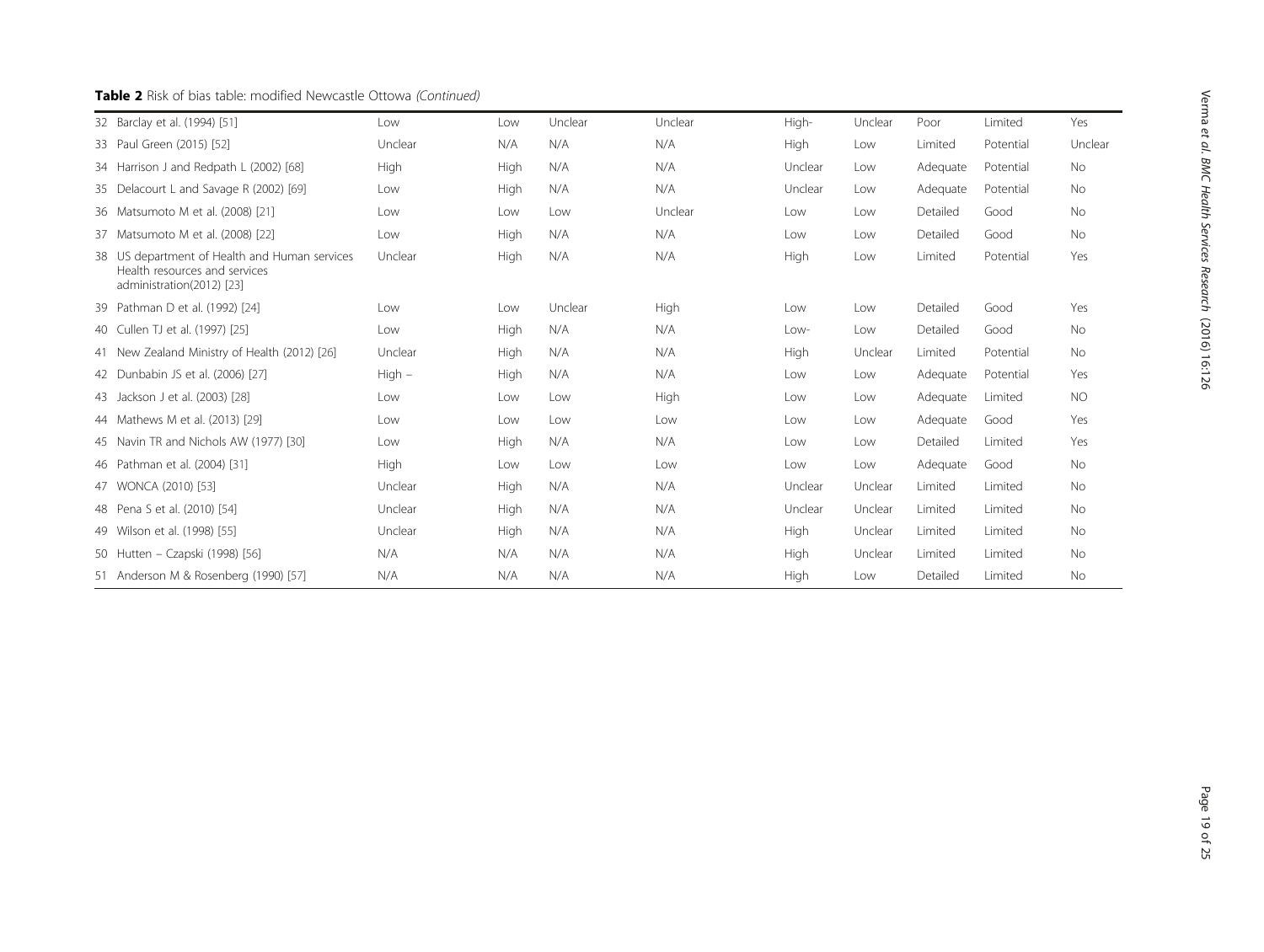**Table 2** Risk of bias table: modified Newcastle Ottowa *(Continued)*

| | | | | | | | | | | |
|---|---|---|---|---|---|---|---|---|---|---|
| 32 | Barclay et al. (1994) [51] | Low | Low | Unclear | Unclear | High- | Unclear | Poor | Limited | Yes |
| 33 | Paul Green (2015) [52] | Unclear | N/A | N/A | N/A | High | Low | Limited | Potential | Unclear |
| 34 | Harrison J and Redpath L (2002) [68] | High | High | N/A | N/A | Unclear | Low | Adequate | Potential | No |
| 35 | Delacourt L and Savage R (2002) [69] | Low | High | N/A | N/A | Unclear | Low | Adequate | Potential | No |
| 36 | Matsumoto M et al. (2008) [21] | Low | Low | Low | Unclear | Low | Low | Detailed | Good | No |
| 37 | Matsumoto M et al. (2008) [22] | Low | High | N/A | N/A | Low | Low | Detailed | Good | No |
| 38 | US department of Health and Human services Health resources and services administration(2012) [23] | Unclear | High | N/A | N/A | High | Low | Limited | Potential | Yes |
| 39 | Pathman D et al. (1992) [24] | Low | Low | Unclear | High | Low | Low | Detailed | Good | Yes |
| 40 | Cullen TJ et al. (1997) [25] | Low | High | N/A | N/A | Low- | Low | Detailed | Good | No |
| 41 | New Zealand Ministry of Health (2012) [26] | Unclear | High | N/A | N/A | High | Unclear | Limited | Potential | No |
| 42 | Dunbabin JS et al. (2006) [27] | High – | High | N/A | N/A | Low | Low | Adequate | Potential | Yes |
| 43 | Jackson J et al. (2003) [28] | Low | Low | Low | High | Low | Low | Adequate | Limited | NO |
| 44 | Mathews M et al. (2013) [29] | Low | Low | Low | Low | Low | Low | Adequate | Good | Yes |
| 45 | Navin TR and Nichols AW (1977) [30] | Low | High | N/A | N/A | Low | Low | Detailed | Limited | Yes |
| 46 | Pathman et al. (2004) [31] | High | Low | Low | Low | Low | Low | Adequate | Good | No |
| 47 | WONCA (2010) [53] | Unclear | High | N/A | N/A | Unclear | Unclear | Limited | Limited | No |
| 48 | Pena S et al. (2010) [54] | Unclear | High | N/A | N/A | Unclear | Unclear | Limited | Limited | No |
| 49 | Wilson et al. (1998) [55] | Unclear | High | N/A | N/A | High | Unclear | Limited | Limited | No |
| 50 | Hutten – Czapski (1998) [56] | N/A | N/A | N/A | N/A | High | Unclear | Limited | Limited | No |
| 51 | Anderson M & Rosenberg (1990) [57] | N/A | N/A | N/A | N/A | High | Low | Detailed | Limited | No |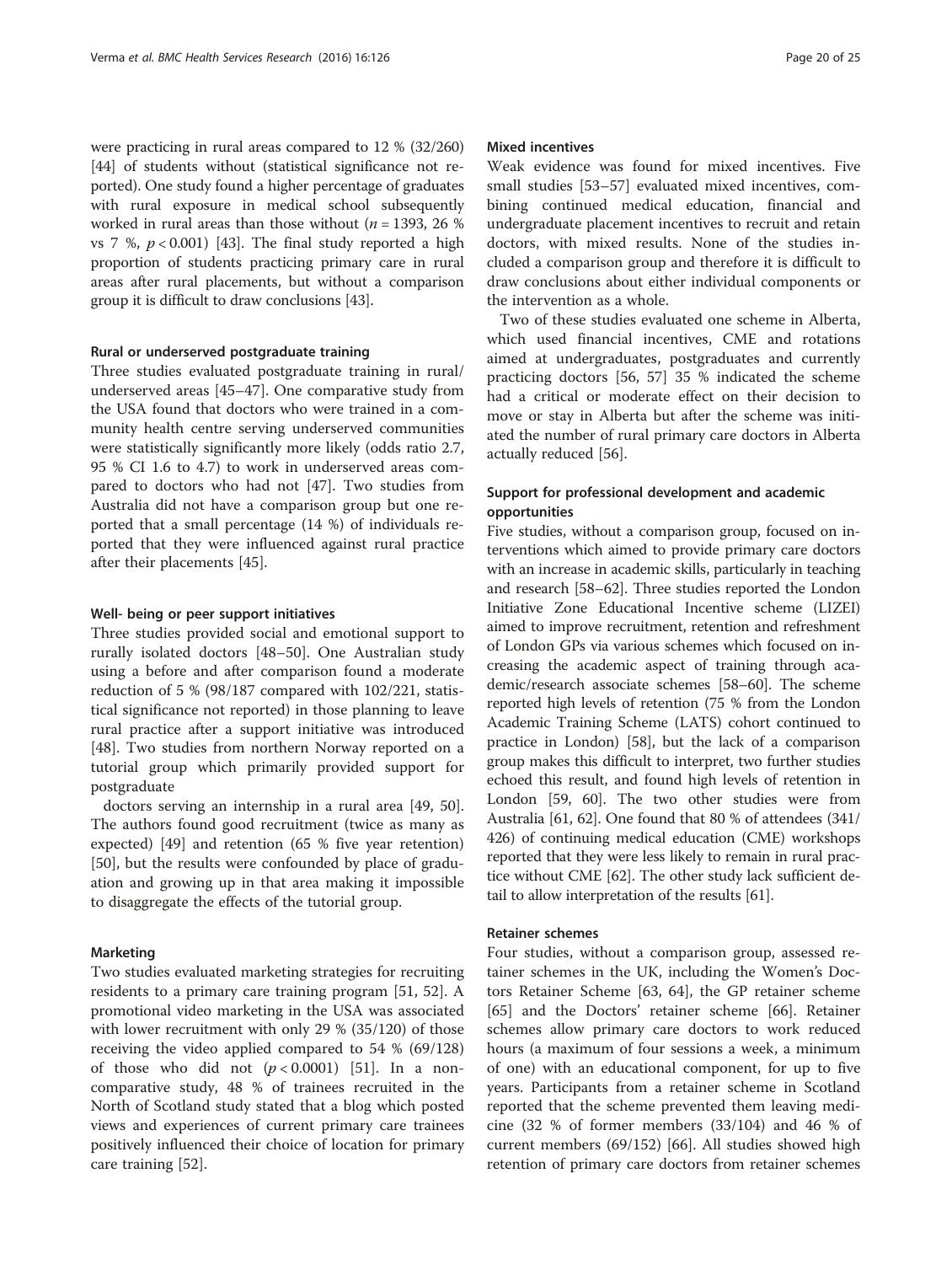were practicing in rural areas compared to 12 % (32/260) [44] of students without (statistical significance not reported). One study found a higher percentage of graduates with rural exposure in medical school subsequently worked in rural areas than those without ($n = 1393$, 26 % vs 7 %, $p < 0.001$) [43]. The final study reported a high proportion of students practicing primary care in rural areas after rural placements, but without a comparison group it is difficult to draw conclusions [43].

#### Rural or underserved postgraduate training

Three studies evaluated postgraduate training in rural/underserved areas [45–47]. One comparative study from the USA found that doctors who were trained in a community health centre serving underserved communities were statistically significantly more likely (odds ratio 2.7, 95 % CI 1.6 to 4.7) to work in underserved areas compared to doctors who had not [47]. Two studies from Australia did not have a comparison group but one reported that a small percentage (14 %) of individuals reported that they were influenced against rural practice after their placements [45].

#### Well- being or peer support initiatives

Three studies provided social and emotional support to rurally isolated doctors [48–50]. One Australian study using a before and after comparison found a moderate reduction of 5 % (98/187 compared with 102/221, statistical significance not reported) in those planning to leave rural practice after a support initiative was introduced [48]. Two studies from northern Norway reported on a tutorial group which primarily provided support for postgraduate

doctors serving an internship in a rural area [49, 50]. The authors found good recruitment (twice as many as expected) [49] and retention (65 % five year retention) [50], but the results were confounded by place of graduation and growing up in that area making it impossible to disaggregate the effects of the tutorial group.

#### Marketing

Two studies evaluated marketing strategies for recruiting residents to a primary care training program [51, 52]. A promotional video marketing in the USA was associated with lower recruitment with only 29 % (35/120) of those receiving the video applied compared to 54 % (69/128) of those who did not ($p < 0.0001$) [51]. In a non-comparative study, 48 % of trainees recruited in the North of Scotland study stated that a blog which posted views and experiences of current primary care trainees positively influenced their choice of location for primary care training [52].

#### Mixed incentives

Weak evidence was found for mixed incentives. Five small studies [53–57] evaluated mixed incentives, combining continued medical education, financial and undergraduate placement incentives to recruit and retain doctors, with mixed results. None of the studies included a comparison group and therefore it is difficult to draw conclusions about either individual components or the intervention as a whole.

Two of these studies evaluated one scheme in Alberta, which used financial incentives, CME and rotations aimed at undergraduates, postgraduates and currently practicing doctors [56, 57] 35 % indicated the scheme had a critical or moderate effect on their decision to move or stay in Alberta but after the scheme was initiated the number of rural primary care doctors in Alberta actually reduced [56].

#### Support for professional development and academic opportunities

Five studies, without a comparison group, focused on interventions which aimed to provide primary care doctors with an increase in academic skills, particularly in teaching and research [58–62]. Three studies reported the London Initiative Zone Educational Incentive scheme (LIZEI) aimed to improve recruitment, retention and refreshment of London GPs via various schemes which focused on increasing the academic aspect of training through academic/research associate schemes [58–60]. The scheme reported high levels of retention (75 % from the London Academic Training Scheme (LATS) cohort continued to practice in London) [58], but the lack of a comparison group makes this difficult to interpret, two further studies echoed this result, and found high levels of retention in London [59, 60]. The two other studies were from Australia [61, 62]. One found that 80 % of attendees (341/426) of continuing medical education (CME) workshops reported that they were less likely to remain in rural practice without CME [62]. The other study lack sufficient detail to allow interpretation of the results [61].

#### Retainer schemes

Four studies, without a comparison group, assessed retainer schemes in the UK, including the Women's Doctors Retainer Scheme [63, 64], the GP retainer scheme [65] and the Doctors' retainer scheme [66]. Retainer schemes allow primary care doctors to work reduced hours (a maximum of four sessions a week, a minimum of one) with an educational component, for up to five years. Participants from a retainer scheme in Scotland reported that the scheme prevented them leaving medicine (32 % of former members (33/104) and 46 % of current members (69/152) [66]. All studies showed high retention of primary care doctors from retainer schemes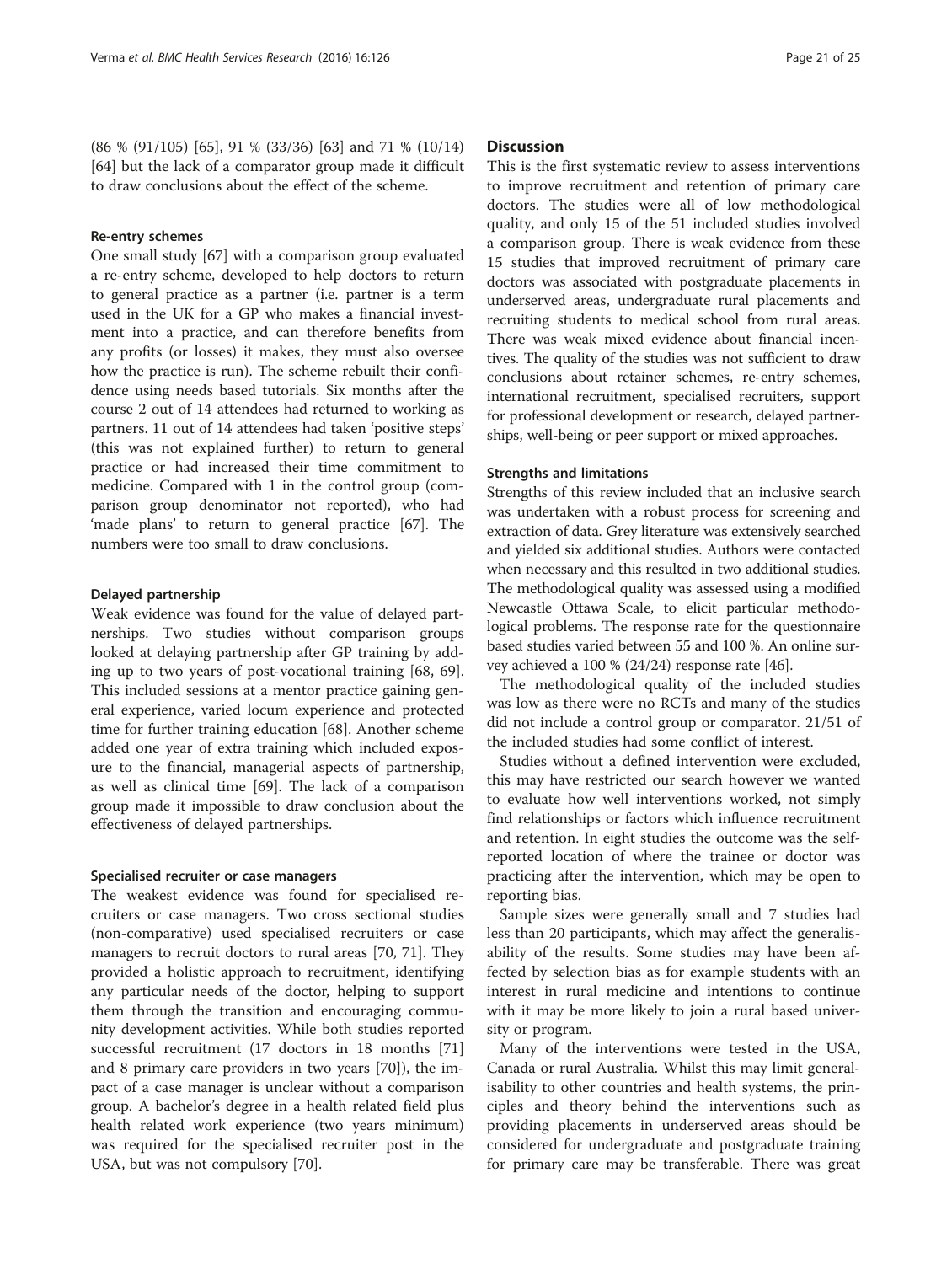(86 % (91/105) [65], 91 % (33/36) [63] and 71 % (10/14) [64] but the lack of a comparator group made it difficult to draw conclusions about the effect of the scheme.

#### Re-entry schemes

One small study [67] with a comparison group evaluated a re-entry scheme, developed to help doctors to return to general practice as a partner (i.e. partner is a term used in the UK for a GP who makes a financial investment into a practice, and can therefore benefits from any profits (or losses) it makes, they must also oversee how the practice is run). The scheme rebuilt their confidence using needs based tutorials. Six months after the course 2 out of 14 attendees had returned to working as partners. 11 out of 14 attendees had taken 'positive steps' (this was not explained further) to return to general practice or had increased their time commitment to medicine. Compared with 1 in the control group (comparison group denominator not reported), who had 'made plans' to return to general practice [67]. The numbers were too small to draw conclusions.

#### Delayed partnership

Weak evidence was found for the value of delayed partnerships. Two studies without comparison groups looked at delaying partnership after GP training by adding up to two years of post-vocational training [68, 69]. This included sessions at a mentor practice gaining general experience, varied locum experience and protected time for further training education [68]. Another scheme added one year of extra training which included exposure to the financial, managerial aspects of partnership, as well as clinical time [69]. The lack of a comparison group made it impossible to draw conclusion about the effectiveness of delayed partnerships.

#### Specialised recruiter or case managers

The weakest evidence was found for specialised recruiters or case managers. Two cross sectional studies (non-comparative) used specialised recruiters or case managers to recruit doctors to rural areas [70, 71]. They provided a holistic approach to recruitment, identifying any particular needs of the doctor, helping to support them through the transition and encouraging community development activities. While both studies reported successful recruitment (17 doctors in 18 months [71] and 8 primary care providers in two years [70]), the impact of a case manager is unclear without a comparison group. A bachelor's degree in a health related field plus health related work experience (two years minimum) was required for the specialised recruiter post in the USA, but was not compulsory [70].

## Discussion

This is the first systematic review to assess interventions to improve recruitment and retention of primary care doctors. The studies were all of low methodological quality, and only 15 of the 51 included studies involved a comparison group. There is weak evidence from these 15 studies that improved recruitment of primary care doctors was associated with postgraduate placements in underserved areas, undergraduate rural placements and recruiting students to medical school from rural areas. There was weak mixed evidence about financial incentives. The quality of the studies was not sufficient to draw conclusions about retainer schemes, re-entry schemes, international recruitment, specialised recruiters, support for professional development or research, delayed partnerships, well-being or peer support or mixed approaches.

### Strengths and limitations

Strengths of this review included that an inclusive search was undertaken with a robust process for screening and extraction of data. Grey literature was extensively searched and yielded six additional studies. Authors were contacted when necessary and this resulted in two additional studies. The methodological quality was assessed using a modified Newcastle Ottawa Scale, to elicit particular methodological problems. The response rate for the questionnaire based studies varied between 55 and 100 %. An online survey achieved a 100 % (24/24) response rate [46].

The methodological quality of the included studies was low as there were no RCTs and many of the studies did not include a control group or comparator. 21/51 of the included studies had some conflict of interest.

Studies without a defined intervention were excluded, this may have restricted our search however we wanted to evaluate how well interventions worked, not simply find relationships or factors which influence recruitment and retention. In eight studies the outcome was the self-reported location of where the trainee or doctor was practicing after the intervention, which may be open to reporting bias.

Sample sizes were generally small and 7 studies had less than 20 participants, which may affect the generalisability of the results. Some studies may have been affected by selection bias as for example students with an interest in rural medicine and intentions to continue with it may be more likely to join a rural based university or program.

Many of the interventions were tested in the USA, Canada or rural Australia. Whilst this may limit generalisability to other countries and health systems, the principles and theory behind the interventions such as providing placements in underserved areas should be considered for undergraduate and postgraduate training for primary care may be transferable. There was great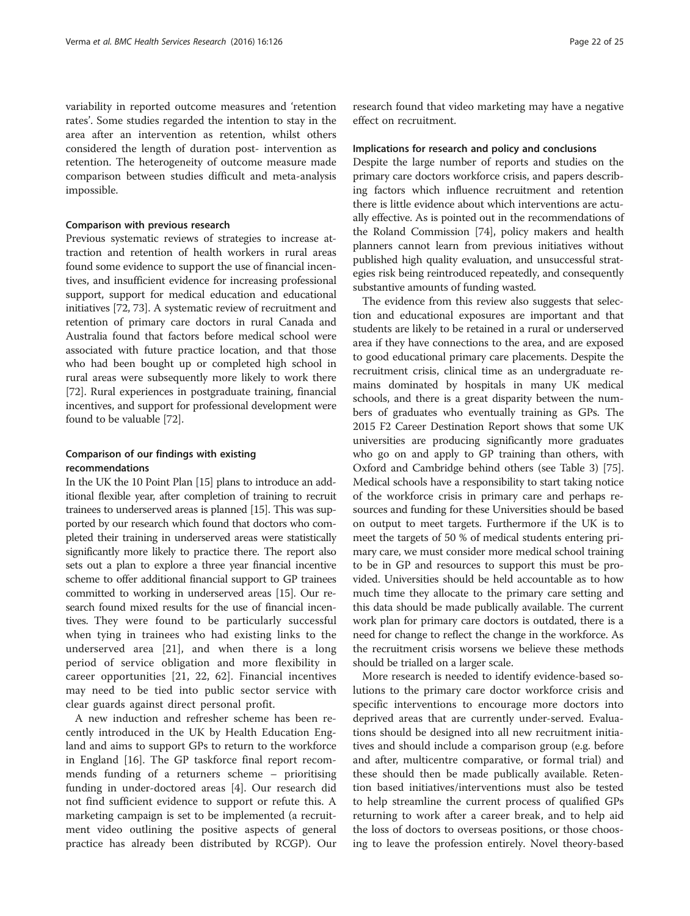variability in reported outcome measures and 'retention rates'. Some studies regarded the intention to stay in the area after an intervention as retention, whilst others considered the length of duration post- intervention as retention. The heterogeneity of outcome measure made comparison between studies difficult and meta-analysis impossible.

### Comparison with previous research

Previous systematic reviews of strategies to increase attraction and retention of health workers in rural areas found some evidence to support the use of financial incentives, and insufficient evidence for increasing professional support, support for medical education and educational initiatives [72, 73]. A systematic review of recruitment and retention of primary care doctors in rural Canada and Australia found that factors before medical school were associated with future practice location, and that those who had been bought up or completed high school in rural areas were subsequently more likely to work there [72]. Rural experiences in postgraduate training, financial incentives, and support for professional development were found to be valuable [72].

### Comparison of our findings with existing recommendations

In the UK the 10 Point Plan [15] plans to introduce an additional flexible year, after completion of training to recruit trainees to underserved areas is planned [15]. This was supported by our research which found that doctors who completed their training in underserved areas were statistically significantly more likely to practice there. The report also sets out a plan to explore a three year financial incentive scheme to offer additional financial support to GP trainees committed to working in underserved areas [15]. Our research found mixed results for the use of financial incentives. They were found to be particularly successful when tying in trainees who had existing links to the underserved area [21], and when there is a long period of service obligation and more flexibility in career opportunities [21, 22, 62]. Financial incentives may need to be tied into public sector service with clear guards against direct personal profit.

A new induction and refresher scheme has been recently introduced in the UK by Health Education England and aims to support GPs to return to the workforce in England [16]. The GP taskforce final report recommends funding of a returners scheme – prioritising funding in under-doctored areas [4]. Our research did not find sufficient evidence to support or refute this. A marketing campaign is set to be implemented (a recruitment video outlining the positive aspects of general practice has already been distributed by RCGP). Our research found that video marketing may have a negative effect on recruitment.

### Implications for research and policy and conclusions

Despite the large number of reports and studies on the primary care doctors workforce crisis, and papers describing factors which influence recruitment and retention there is little evidence about which interventions are actually effective. As is pointed out in the recommendations of the Roland Commission [74], policy makers and health planners cannot learn from previous initiatives without published high quality evaluation, and unsuccessful strategies risk being reintroduced repeatedly, and consequently substantive amounts of funding wasted.

The evidence from this review also suggests that selection and educational exposures are important and that students are likely to be retained in a rural or underserved area if they have connections to the area, and are exposed to good educational primary care placements. Despite the recruitment crisis, clinical time as an undergraduate remains dominated by hospitals in many UK medical schools, and there is a great disparity between the numbers of graduates who eventually training as GPs. The 2015 F2 Career Destination Report shows that some UK universities are producing significantly more graduates who go on and apply to GP training than others, with Oxford and Cambridge behind others (see Table 3) [75]. Medical schools have a responsibility to start taking notice of the workforce crisis in primary care and perhaps resources and funding for these Universities should be based on output to meet targets. Furthermore if the UK is to meet the targets of 50 % of medical students entering primary care, we must consider more medical school training to be in GP and resources to support this must be provided. Universities should be held accountable as to how much time they allocate to the primary care setting and this data should be made publically available. The current work plan for primary care doctors is outdated, there is a need for change to reflect the change in the workforce. As the recruitment crisis worsens we believe these methods should be trialled on a larger scale.

More research is needed to identify evidence-based solutions to the primary care doctor workforce crisis and specific interventions to encourage more doctors into deprived areas that are currently under-served. Evaluations should be designed into all new recruitment initiatives and should include a comparison group (e.g. before and after, multicentre comparative, or formal trial) and these should then be made publically available. Retention based initiatives/interventions must also be tested to help streamline the current process of qualified GPs returning to work after a career break, and to help aid the loss of doctors to overseas positions, or those choosing to leave the profession entirely. Novel theory-based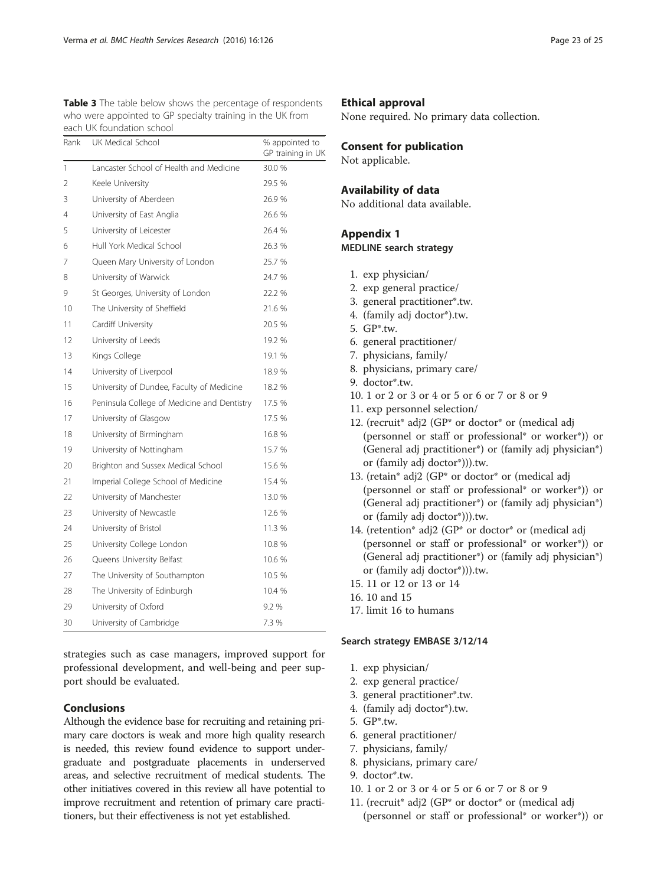**Table 3** The table below shows the percentage of respondents who were appointed to GP specialty training in the UK from each UK foundation school

| Rank | UK Medical School | % appointed to GP training in UK |
|---|---|---|
| 1 | Lancaster School of Health and Medicine | 30.0 % |
| 2 | Keele University | 29.5 % |
| 3 | University of Aberdeen | 26.9 % |
| 4 | University of East Anglia | 26.6 % |
| 5 | University of Leicester | 26.4 % |
| 6 | Hull York Medical School | 26.3 % |
| 7 | Queen Mary University of London | 25.7 % |
| 8 | University of Warwick | 24.7 % |
| 9 | St Georges, University of London | 22.2 % |
| 10 | The University of Sheffield | 21.6 % |
| 11 | Cardiff University | 20.5 % |
| 12 | University of Leeds | 19.2 % |
| 13 | Kings College | 19.1 % |
| 14 | University of Liverpool | 18.9 % |
| 15 | University of Dundee, Faculty of Medicine | 18.2 % |
| 16 | Peninsula College of Medicine and Dentistry | 17.5 % |
| 17 | University of Glasgow | 17.5 % |
| 18 | University of Birmingham | 16.8 % |
| 19 | University of Nottingham | 15.7 % |
| 20 | Brighton and Sussex Medical School | 15.6 % |
| 21 | Imperial College School of Medicine | 15.4 % |
| 22 | University of Manchester | 13.0 % |
| 23 | University of Newcastle | 12.6 % |
| 24 | University of Bristol | 11.3 % |
| 25 | University College London | 10.8 % |
| 26 | Queens University Belfast | 10.6 % |
| 27 | The University of Southampton | 10.5 % |
| 28 | The University of Edinburgh | 10.4 % |
| 29 | University of Oxford | 9.2 % |
| 30 | University of Cambridge | 7.3 % |

strategies such as case managers, improved support for professional development, and well-being and peer support should be evaluated.

## Conclusions

Although the evidence base for recruiting and retaining primary care doctors is weak and more high quality research is needed, this review found evidence to support undergraduate and postgraduate placements in underserved areas, and selective recruitment of medical students. The other initiatives covered in this review all have potential to improve recruitment and retention of primary care practitioners, but their effectiveness is not yet established.

### Ethical approval

None required. No primary data collection.

### Consent for publication

Not applicable.

### Availability of data

No additional data available.

## Appendix 1

### MEDLINE search strategy

1. exp physician/
2. exp general practice/
3. general practitioner*.tw.
4. (family adj doctor*).tw.
5. GP*.tw.
6. general practitioner/
7. physicians, family/
8. physicians, primary care/
9. doctor*.tw.
10. 1 or 2 or 3 or 4 or 5 or 6 or 7 or 8 or 9
11. exp personnel selection/
12. (recruit* adj2 (GP* or doctor* or (medical adj (personnel or staff or professional* or worker*)) or (General adj practitioner*) or (family adj physician*) or (family adj doctor*))).tw.
13. (retain* adj2 (GP* or doctor* or (medical adj (personnel or staff or professional* or worker*)) or (General adj practitioner*) or (family adj physician*) or (family adj doctor*))).tw.
14. (retention* adj2 (GP* or doctor* or (medical adj (personnel or staff or professional* or worker*)) or (General adj practitioner*) or (family adj physician*) or (family adj doctor*))).tw.
15. 11 or 12 or 13 or 14
16. 10 and 15
17. limit 16 to humans

### Search strategy EMBASE 3/12/14

1. exp physician/
2. exp general practice/
3. general practitioner*.tw.
4. (family adj doctor*).tw.
5. GP*.tw.
6. general practitioner/
7. physicians, family/
8. physicians, primary care/
9. doctor*.tw.
10. 1 or 2 or 3 or 4 or 5 or 6 or 7 or 8 or 9
11. (recruit* adj2 (GP* or doctor* or (medical adj (personnel or staff or professional* or worker*)) or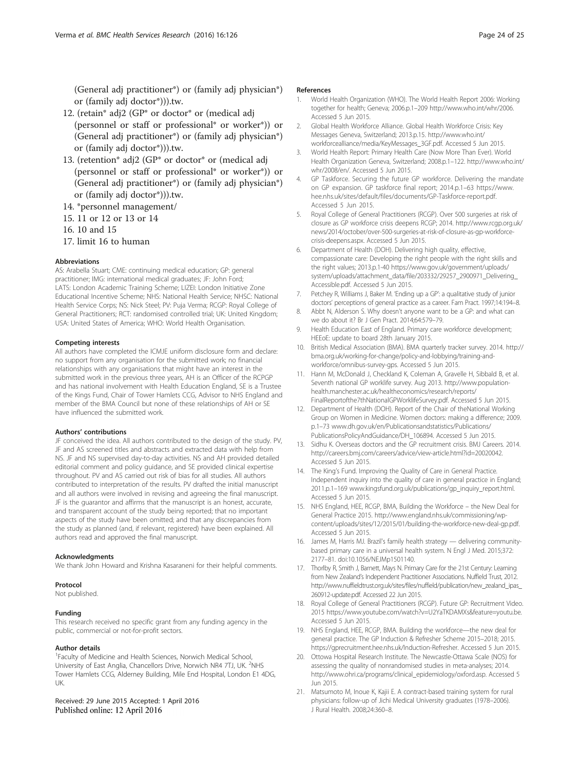(General adj practitioner*) or (family adj physician*) or (family adj doctor*))).tw.

12. (retain* adj2 (GP* or doctor* or (medical adj (personnel or staff or professional* or worker*)) or (General adj practitioner*) or (family adj physician*) or (family adj doctor*))).tw.
13. (retention* adj2 (GP* or doctor* or (medical adj (personnel or staff or professional* or worker*)) or (General adj practitioner*) or (family adj physician*) or (family adj doctor*))).tw.
14. *personnel management/
15. 11 or 12 or 13 or 14
16. 10 and 15
17. limit 16 to human

#### Abbreviations

AS: Arabella Stuart; CME: continuing medical education; GP: general practitioner; IMG: international medical graduates; JF: John Ford; LATS: London Academic Training Scheme; LIZEI: London Initiative Zone Educational Incentive Scheme; NHS: National Health Service; NHSC: National Health Service Corps; NS: Nick Steel; PV: Puja Verma; RCGP: Royal College of General Practitioners; RCT: randomised controlled trial; UK: United Kingdom; USA: United States of America; WHO: World Health Organisation.

#### Competing interests

All authors have completed the ICMJE uniform disclosure form and declare: no support from any organisation for the submitted work; no financial relationships with any organisations that might have an interest in the submitted work in the previous three years, AH is an Officer of the RCPGP and has national involvement with Health Education England, SE is a Trustee of the Kings Fund, Chair of Tower Hamlets CCG, Advisor to NHS England and member of the BMA Council but none of these relationships of AH or SE have influenced the submitted work.

#### Authors' contributions

JF conceived the idea. All authors contributed to the design of the study. PV, JF and AS screened titles and abstracts and extracted data with help from NS. JF and NS supervised day-to-day activities. NS and AH provided detailed editorial comment and policy guidance, and SE provided clinical expertise throughout. PV and AS carried out risk of bias for all studies. All authors contributed to interpretation of the results. PV drafted the initial manuscript and all authors were involved in revising and agreeing the final manuscript. JF is the guarantor and affirms that the manuscript is an honest, accurate, and transparent account of the study being reported; that no important aspects of the study have been omitted; and that any discrepancies from the study as planned (and, if relevant, registered) have been explained. All authors read and approved the final manuscript.

#### Acknowledgments

We thank John Howard and Krishna Kasaraneni for their helpful comments.

#### Protocol

Not published.

#### Funding

This research received no specific grant from any funding agency in the public, commercial or not-for-profit sectors.

#### Author details

[1]Faculty of Medicine and Health Sciences, Norwich Medical School, University of East Anglia, Chancellors Drive, Norwich NR4 7TJ, UK. [2]NHS Tower Hamlets CCG, Alderney Building, Mile End Hospital, London E1 4DG, UK.

Received: 29 June 2015 Accepted: 1 April 2016
Published online: 12 April 2016

#### References

1. World Health Organization (WHO). The World Health Report 2006: Working together for health; Geneva; 2006.p.1–209 http://www.who.int/whr/2006. Accessed 5 Jun 2015.
2. Global Health Workforce Alliance. Global Health Workforce Crisis: Key Messages Geneva, Switzerland; 2013.p.15. http://www.who.int/workforcealliance/media/KeyMessages_3GF.pdf. Accessed 5 Jun 2015.
3. World Health Report: Primary Health Care (Now More Than Ever). World Health Organization Geneva, Switzerland; 2008.p.1–122. http://www.who.int/whr/2008/en/. Accessed 5 Jun 2015.
4. GP Taskforce. Securing the future GP workforce. Delivering the mandate on GP expansion. GP taskforce final report; 2014.p.1–63 https://www.hee.nhs.uk/sites/default/files/documents/GP-Taskforce-report.pdf. Accessed 5 Jun 2015.
5. Royal College of General Practitioners (RCGP). Over 500 surgeries at risk of closure as GP workforce crisis deepens RCGP; 2014. http://www.rcgp.org.uk/news/2014/october/over-500-surgeries-at-risk-of-closure-as-gp-workforce-crisis-deepens.aspx. Accessed 5 Jun 2015.
6. Department of Health (DOH). Delivering high quality, effective, compassionate care: Developing the right people with the right skills and the right values; 2013.p.1-40 https://www.gov.uk/government/uploads/system/uploads/attachment_data/file/203332/29257_2900971_Delivering_Accessible.pdf. Accessed 5 Jun 2015.
7. Petchey R, Williams J, Baker M. 'Ending up a GP': a qualitative study of junior doctors' perceptions of general practice as a career. Fam Pract. 1997;14:194–8.
8. Abbt N, Alderson S. Why doesn't anyone want to be a GP: and what can we do about it? Br J Gen Pract. 2014;64:579–79.
9. Health Education East of England. Primary care workforce development; HEEoE: update to board 28th January 2015.
10. British Medical Association (BMA). BMA quarterly tracker survey. 2014. http://bma.org.uk/working-for-change/policy-and-lobbying/training-and-workforce/omnibus-survey-gps. Accessed 5 Jun 2015.
11. Hann M, McDonald J, Checkland K, Coleman A, Gravelle H, Sibbald B, et al. Seventh national GP worklife survey. Aug 2013. http://www.population-health.manchester.ac.uk/healtheconomics/research/reports/FinalReportofthe7thNationalGPWorklifeSurvey.pdf. Accessed 5 Jun 2015.
12. Department of Health (DOH). Report of the Chair of theNational Working Group on Women in Medicine. Women doctors: making a difference; 2009. p.1–73 www.dh.gov.uk/en/Publicationsandstatistics/Publications/PublicationsPolicyAndGuidance/DH_106894. Accessed 5 Jun 2015.
13. Sidhu K. Overseas doctors and the GP recruitment crisis. BMJ Careers. 2014. http://careers.bmj.com/careers/advice/view-article.html?id=20020042. Accessed 5 Jun 2015.
14. The King's Fund. Improving the Quality of Care in General Practice. Independent inquiry into the quality of care in general practice in England; 2011.p.1–169 www.kingsfund.org.uk/publications/gp_inquiry_report.html. Accessed 5 Jun 2015.
15. NHS England, HEE, RCGP, BMA, Building the Workforce – the New Deal for General Practice 2015. http://www.england.nhs.uk/commissioning/wp-content/uploads/sites/12/2015/01/building-the-workforce-new-deal-gp.pdf. Accessed 5 Jun 2015.
16. James M, Harris MJ. Brazil's family health strategy — delivering community-based primary care in a universal health system. N Engl J Med. 2015;372:2177–81. doi:10.1056/NEJMp1501140.
17. Thorlby R, Smith J, Barnett, Mays N. Primary Care for the 21st Century: Learning from New Zealand's Independent Practitioner Associations. Nuffield Trust, 2012. http://www.nuffieldtrust.org.uk/sites/files/nuffield/publication/new_zealand_ipas_260912-update.pdf. Accessed 22 Jun 2015.
18. Royal College of General Practitioners (RCGP). Future GP: Recruitment Video. 2015 https://www.youtube.com/watch?v=U2YaTKDAMXs&feature=youtu.be. Accessed 5 Jun 2015.
19. NHS England, HEE, RCGP, BMA. Building the workforce—the new deal for general practice. The GP Induction & Refresher Scheme 2015–2018; 2015. https://gprecruitment.hee.nhs.uk/Induction-Refresher. Accessed 5 Jun 2015.
20. Ottowa Hospital Research Institute. The Newcastle-Ottawa Scale (NOS) for assessing the quality of nonrandomised studies in meta-analyses; 2014. http://www.ohri.ca/programs/clinical_epidemiology/oxford.asp. Accessed 5 Jun 2015.
21. Matsumoto M, Inoue K, Kajii E. A contract-based training system for rural physicians: follow-up of Jichi Medical University graduates (1978–2006). J Rural Health. 2008;24:360–8.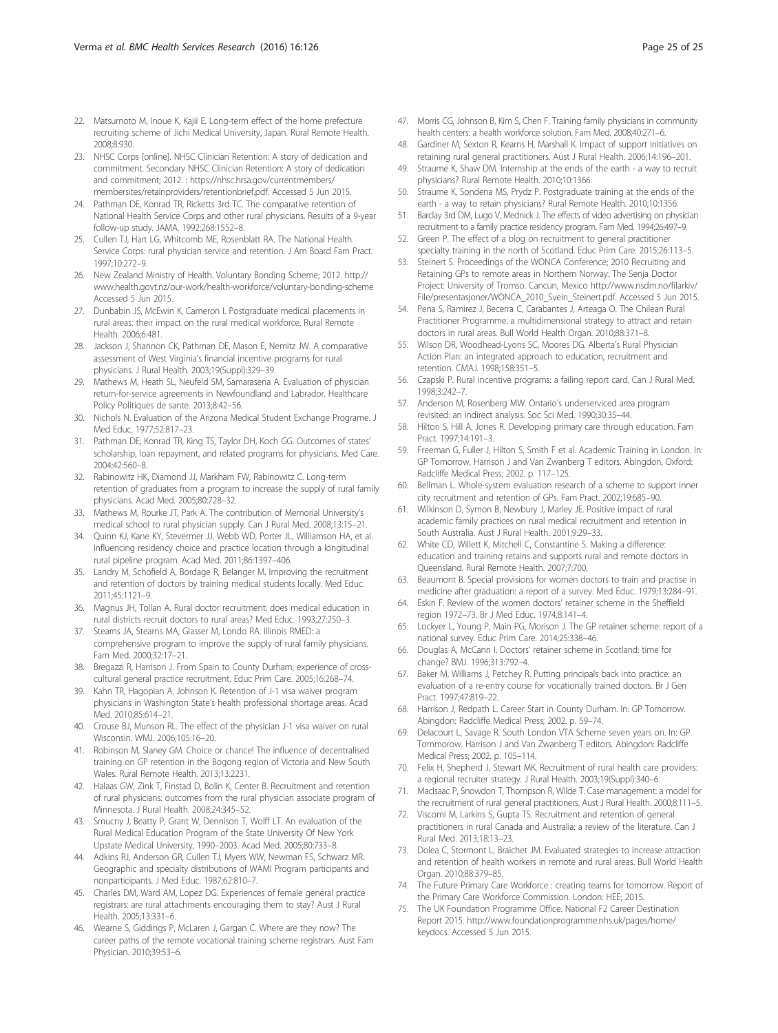22. Matsumoto M, Inoue K, Kajii E. Long-term effect of the home prefecture recruiting scheme of Jichi Medical University, Japan. Rural Remote Health. 2008;8:930.
23. NHSC Corps [online]. NHSC Clinician Retention: A story of dedication and commitment. Secondary NHSC Clinician Retention: A story of dedication and commitment; 2012. : https://nhsc.hrsa.gov/currentmembers/membersites/retainproviders/retentionbrief.pdf. Accessed 5 Jun 2015.
24. Pathman DE, Konrad TR, Ricketts 3rd TC. The comparative retention of National Health Service Corps and other rural physicians. Results of a 9-year follow-up study. JAMA. 1992;268:1552–8.
25. Cullen TJ, Hart LG, Whitcomb ME, Rosenblatt RA. The National Health Service Corps: rural physician service and retention. J Am Board Fam Pract. 1997;10:272–9.
26. New Zealand Ministry of Health. Voluntary Bonding Scheme; 2012. http://www.health.govt.nz/our-work/health-workforce/voluntary-bonding-scheme Accessed 5 Jun 2015.
27. Dunbabin JS, McEwin K, Cameron I. Postgraduate medical placements in rural areas: their impact on the rural medical workforce. Rural Remote Health. 2006;6:481.
28. Jackson J, Shannon CK, Pathman DE, Mason E, Nemitz JW. A comparative assessment of West Virginia's financial incentive programs for rural physicians. J Rural Health. 2003;19(Suppl):329–39.
29. Mathews M, Heath SL, Neufeld SM, Samarasena A. Evaluation of physician return-for-service agreements in Newfoundland and Labrador. Healthcare Policy Politiques de sante. 2013;8:42–56.
30. Nichols N. Evaluation of the Arizona Medical Student Exchange Programe. J Med Educ. 1977;52:817–23.
31. Pathman DE, Konrad TR, King TS, Taylor DH, Koch GG. Outcomes of states' scholarship, loan repayment, and related programs for physicians. Med Care. 2004;42:560–8.
32. Rabinowitz HK, Diamond JJ, Markham FW, Rabinowitz C. Long-term retention of graduates from a program to increase the supply of rural family physicians. Acad Med. 2005;80:728–32.
33. Mathews M, Rourke JT, Park A. The contribution of Memorial University's medical school to rural physician supply. Can J Rural Med. 2008;13:15–21.
34. Quinn KJ, Kane KY, Stevermer JJ, Webb WD, Porter JL, Williamson HA, et al. Influencing residency choice and practice location through a longitudinal rural pipeline program. Acad Med. 2011;86:1397–406.
35. Landry M, Schofield A, Bordage R, Belanger M. Improving the recruitment and retention of doctors by training medical students locally. Med Educ. 2011;45:1121–9.
36. Magnus JH, Tollan A. Rural doctor recruitment: does medical education in rural districts recruit doctors to rural areas? Med Educ. 1993;27:250–3.
37. Stearns JA, Stearns MA, Glasser M, Londo RA. Illinois RMED: a comprehensive program to improve the supply of rural family physicians. Fam Med. 2000;32:17–21.
38. Bregazzi R, Harrison J. From Spain to County Durham; experience of cross-cultural general practice recruitment. Educ Prim Care. 2005;16:268–74.
39. Kahn TR, Hagopian A, Johnson K. Retention of J-1 visa waiver program physicians in Washington State's health professional shortage areas. Acad Med. 2010;85:614–21.
40. Crouse BJ, Munson RL. The effect of the physician J-1 visa waiver on rural Wisconsin. WMJ. 2006;105:16–20.
41. Robinson M, Slaney GM. Choice or chance! The influence of decentralised training on GP retention in the Bogong region of Victoria and New South Wales. Rural Remote Health. 2013;13:2231.
42. Halaas GW, Zink T, Finstad D, Bolin K, Center B. Recruitment and retention of rural physicians: outcomes from the rural physician associate program of Minnesota. J Rural Health. 2008;24:345–52.
43. Smucny J, Beatty P, Grant W, Dennison T, Wolff LT. An evaluation of the Rural Medical Education Program of the State University Of New York Upstate Medical University, 1990–2003. Acad Med. 2005;80:733–8.
44. Adkins RJ, Anderson GR, Cullen TJ, Myers WW, Newman FS, Schwarz MR. Geographic and specialty distributions of WAMI Program participants and nonparticipants. J Med Educ. 1987;62:810–7.
45. Charles DM, Ward AM, Lopez DG. Experiences of female general practice registrars: are rural attachments encouraging them to stay? Aust J Rural Health. 2005;13:331–6.
46. Wearne S, Giddings P, McLaren J, Gargan C. Where are they now? The career paths of the remote vocational training scheme registrars. Aust Fam Physician. 2010;39:53–6.
47. Morris CG, Johnson B, Kim S, Chen F. Training family physicians in community health centers: a health workforce solution. Fam Med. 2008;40:271–6.
48. Gardiner M, Sexton R, Kearns H, Marshall K. Impact of support initiatives on retaining rural general practitioners. Aust J Rural Health. 2006;14:196–201.
49. Straume K, Shaw DM. Internship at the ends of the earth - a way to recruit physicians? Rural Remote Health. 2010;10:1366.
50. Straume K, Sondena MS, Prydz P. Postgraduate training at the ends of the earth - a way to retain physicians? Rural Remote Health. 2010;10:1356.
51. Barclay 3rd DM, Lugo V, Mednick J. The effects of video advertising on physician recruitment to a family practice residency program. Fam Med. 1994;26:497–9.
52. Green P. The effect of a blog on recruitment to general practitioner specialty training in the north of Scotland. Educ Prim Care. 2015;26:113–5.
53. Steinert S. Proceedings of the WONCA Conference; 2010 Recruiting and Retaining GPs to remote areas in Northern Norway: The Senja Doctor Project: University of Tromso. Cancun, Mexico http://www.nsdm.no/filarkiv/File/presentasjoner/WONCA_2010_Svein_Steinert.pdf. Accessed 5 Jun 2015.
54. Pena S, Ramirez J, Becerra C, Carabantes J, Arteaga O. The Chilean Rural Practitioner Programme: a multidimensional strategy to attract and retain doctors in rural areas. Bull World Health Organ. 2010;88:371–8.
55. Wilson DR, Woodhead-Lyons SC, Moores DG. Alberta's Rural Physician Action Plan: an integrated approach to education, recruitment and retention. CMAJ. 1998;158:351–5.
56. Czapski P. Rural incentive programs: a failing report card. Can J Rural Med. 1998;3:242–7.
57. Anderson M, Rosenberg MW. Ontario's underserviced area program revisited: an indirect analysis. Soc Sci Med. 1990;30:35–44.
58. Hilton S, Hill A, Jones R. Developing primary care through education. Fam Pract. 1997;14:191–3.
59. Freeman G, Fuller J, Hilton S, Smith F et al. Academic Training in London. In: GP Tomorrow, Harrison J and Van Zwanberg T editors. Abingdon, Oxford: Radcliffe Medical Press; 2002. p. 117–125.
60. Bellman L. Whole-system evaluation research of a scheme to support inner city recruitment and retention of GPs. Fam Pract. 2002;19:685–90.
61. Wilkinson D, Symon B, Newbury J, Marley JE. Positive impact of rural academic family practices on rural medical recruitment and retention in South Australia. Aust J Rural Health. 2001;9:29–33.
62. White CD, Willett K, Mitchell C, Constantine S. Making a difference: education and training retains and supports rural and remote doctors in Queensland. Rural Remote Health. 2007;7:700.
63. Beaumont B. Special provisions for women doctors to train and practise in medicine after graduation: a report of a survey. Med Educ. 1979;13:284–91.
64. Eskin F. Review of the women doctors' retainer scheme in the Sheffield region 1972–73. Br J Med Educ. 1974;8:141–4.
65. Lockyer L, Young P, Main PG, Morison J. The GP retainer scheme: report of a national survey. Educ Prim Care. 2014;25:338–46.
66. Douglas A, McCann I. Doctors' retainer scheme in Scotland: time for change? BMJ. 1996;313:792–4.
67. Baker M, Williams J, Petchey R. Putting principals back into practice: an evaluation of a re-entry course for vocationally trained doctors. Br J Gen Pract. 1997;47:819–22.
68. Harrison J, Redpath L. Career Start in County Durham. In: GP Tomorrow. Abingdon: Radcliffe Medical Press; 2002. p. 59–74.
69. Delacourt L, Savage R. South London VTA Scheme seven years on. In: GP Tommorow. Harrison J and Van Zwanberg T editors. Abingdon: Radcliffe Medical Press; 2002. p. 105–114.
70. Felix H, Shepherd J, Stewart MK. Recruitment of rural health care providers: a regional recruiter strategy. J Rural Health. 2003;19(Suppl):340–6.
71. MacIsaac P, Snowdon T, Thompson R, Wilde T. Case management: a model for the recruitment of rural general practitioners. Aust J Rural Health. 2000;8:111–5.
72. Viscomi M, Larkins S, Gupta TS. Recruitment and retention of general practitioners in rural Canada and Australia: a review of the literature. Can J Rural Med. 2013;18:13–23.
73. Dolea C, Stormont L, Braichet JM. Evaluated strategies to increase attraction and retention of health workers in remote and rural areas. Bull World Health Organ. 2010;88:379–85.
74. The Future Primary Care Workforce : creating teams for tomorrow. Report of the Primary Care Workforce Commission. London: HEE; 2015.
75. The UK Foundation Programme Office. National F2 Career Destination Report 2015. http://www.foundationprogramme.nhs.uk/pages/home/keydocs. Accessed 5 Jun 2015.